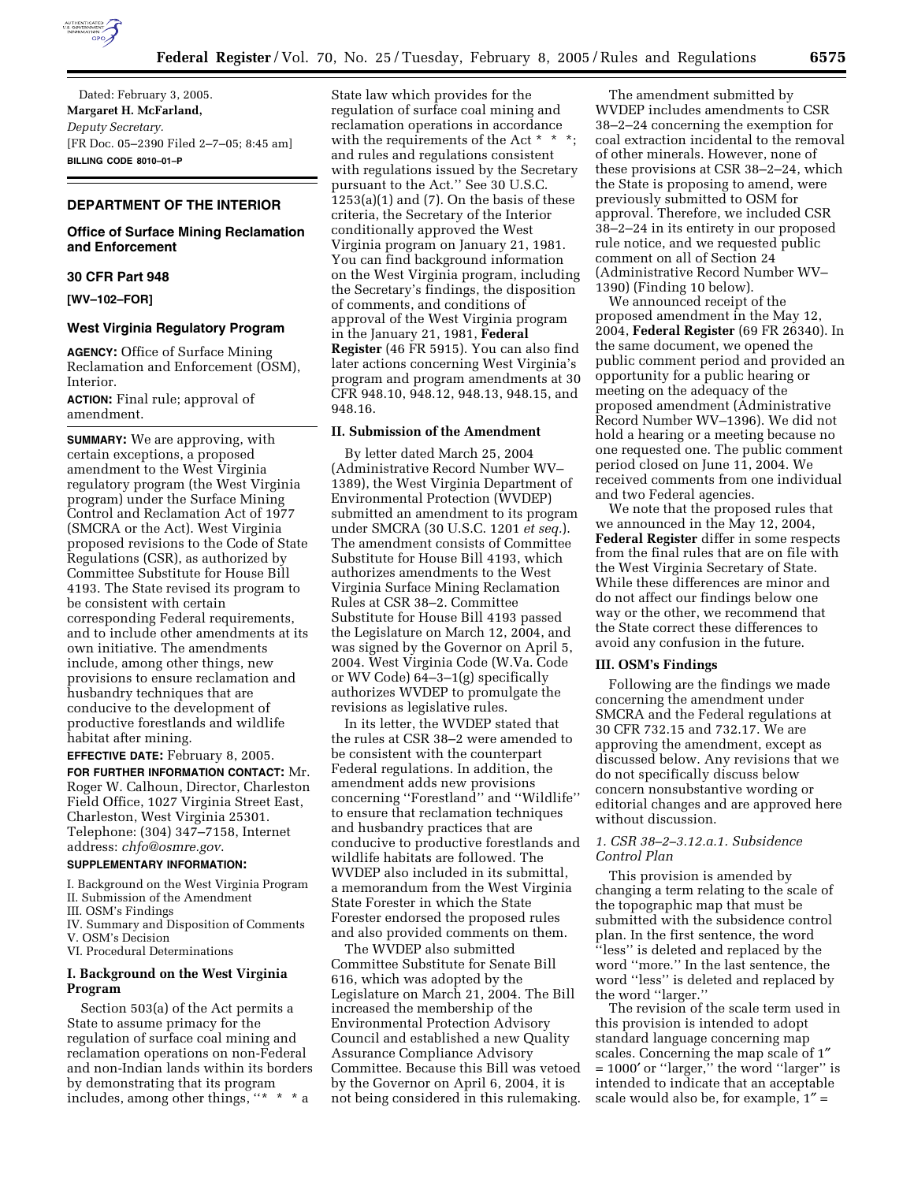Dated: February 3, 2005.

**Margaret H. McFarland,**

*Deputy Secretary.*

[FR Doc. 05–2390 Filed 2–7–05; 8:45 am]

**BILLING CODE 8010–01–P**

## DEPARTMENT OF THE INTERIOR

### Office of Surface Mining Reclamation and Enforcement

### 30 CFR Part 948

**[WV–102–FOR]**

### West Virginia Regulatory Program

**AGENCY:** Office of Surface Mining Reclamation and Enforcement (OSM), Interior.

**ACTION:** Final rule; approval of amendment.

**SUMMARY:** We are approving, with certain exceptions, a proposed amendment to the West Virginia regulatory program (the West Virginia program) under the Surface Mining Control and Reclamation Act of 1977 (SMCRA or the Act). West Virginia proposed revisions to the Code of State Regulations (CSR), as authorized by Committee Substitute for House Bill 4193. The State revised its program to be consistent with certain corresponding Federal requirements, and to include other amendments at its own initiative. The amendments include, among other things, new provisions to ensure reclamation and husbandry techniques that are conducive to the development of productive forestlands and wildlife habitat after mining.

**EFFECTIVE DATE:** February 8, 2005.

**FOR FURTHER INFORMATION CONTACT:** Mr. Roger W. Calhoun, Director, Charleston Field Office, 1027 Virginia Street East, Charleston, West Virginia 25301. Telephone: (304) 347–7158, Internet address: *chfo@osmre.gov*.

**SUPPLEMENTARY INFORMATION:**

I. Background on the West Virginia Program
II. Submission of the Amendment
III. OSM's Findings
IV. Summary and Disposition of Comments
V. OSM's Decision
VI. Procedural Determinations

### I. Background on the West Virginia Program

Section 503(a) of the Act permits a State to assume primacy for the regulation of surface coal mining and reclamation operations on non-Federal and non-Indian lands within its borders by demonstrating that its program includes, among other things, "* * * a State law which provides for the regulation of surface coal mining and reclamation operations in accordance with the requirements of the Act * * *; and rules and regulations consistent with regulations issued by the Secretary pursuant to the Act." See 30 U.S.C. 1253(a)(1) and (7). On the basis of these criteria, the Secretary of the Interior conditionally approved the West Virginia program on January 21, 1981. You can find background information on the West Virginia program, including the Secretary's findings, the disposition of comments, and conditions of approval of the West Virginia program in the January 21, 1981, **Federal Register** (46 FR 5915). You can also find later actions concerning West Virginia's program and program amendments at 30 CFR 948.10, 948.12, 948.13, 948.15, and 948.16.

### II. Submission of the Amendment

By letter dated March 25, 2004 (Administrative Record Number WV–1389), the West Virginia Department of Environmental Protection (WVDEP) submitted an amendment to its program under SMCRA (30 U.S.C. 1201 *et seq.*). The amendment consists of Committee Substitute for House Bill 4193, which authorizes amendments to the West Virginia Surface Mining Reclamation Rules at CSR 38–2. Committee Substitute for House Bill 4193 passed the Legislature on March 12, 2004, and was signed by the Governor on April 5, 2004. West Virginia Code (W.Va. Code or WV Code) 64–3–1(g) specifically authorizes WVDEP to promulgate the revisions as legislative rules.

In its letter, the WVDEP stated that the rules at CSR 38–2 were amended to be consistent with the counterpart Federal regulations. In addition, the amendment adds new provisions concerning "Forestland" and "Wildlife" to ensure that reclamation techniques and husbandry practices that are conducive to productive forestlands and wildlife habitats are followed. The WVDEP also included in its submittal, a memorandum from the West Virginia State Forester in which the State Forester endorsed the proposed rules and also provided comments on them.

The WVDEP also submitted Committee Substitute for Senate Bill 616, which was adopted by the Legislature on March 21, 2004. The Bill increased the membership of the Environmental Protection Advisory Council and established a new Quality Assurance Compliance Advisory Committee. Because this Bill was vetoed by the Governor on April 6, 2004, it is not being considered in this rulemaking.

The amendment submitted by WVDEP includes amendments to CSR 38–2–24 concerning the exemption for coal extraction incidental to the removal of other minerals. However, none of these provisions at CSR 38–2–24, which the State is proposing to amend, were previously submitted to OSM for approval. Therefore, we included CSR 38–2–24 in its entirety in our proposed rule notice, and we requested public comment on all of Section 24 (Administrative Record Number WV–1390) (Finding 10 below).

We announced receipt of the proposed amendment in the May 12, 2004, **Federal Register** (69 FR 26340). In the same document, we opened the public comment period and provided an opportunity for a public hearing or meeting on the adequacy of the proposed amendment (Administrative Record Number WV–1396). We did not hold a hearing or a meeting because no one requested one. The public comment period closed on June 11, 2004. We received comments from one individual and two Federal agencies.

We note that the proposed rules that we announced in the May 12, 2004, **Federal Register** differ in some respects from the final rules that are on file with the West Virginia Secretary of State. While these differences are minor and do not affect our findings below one way or the other, we recommend that the State correct these differences to avoid any confusion in the future.

### III. OSM's Findings

Following are the findings we made concerning the amendment under SMCRA and the Federal regulations at 30 CFR 732.15 and 732.17. We are approving the amendment, except as discussed below. Any revisions that we do not specifically discuss below concern nonsubstantive wording or editorial changes and are approved here without discussion.

*1. CSR 38–2–3.12.a.1. Subsidence Control Plan*

This provision is amended by changing a term relating to the scale of the topographic map that must be submitted with the subsidence control plan. In the first sentence, the word "less" is deleted and replaced by the word "more." In the last sentence, the word "less" is deleted and replaced by the word "larger."

The revision of the scale term used in this provision is intended to adopt standard language concerning map scales. Concerning the map scale of 1″ = 1000′ or "larger," the word "larger" is intended to indicate that an acceptable scale would also be, for example, 1″ =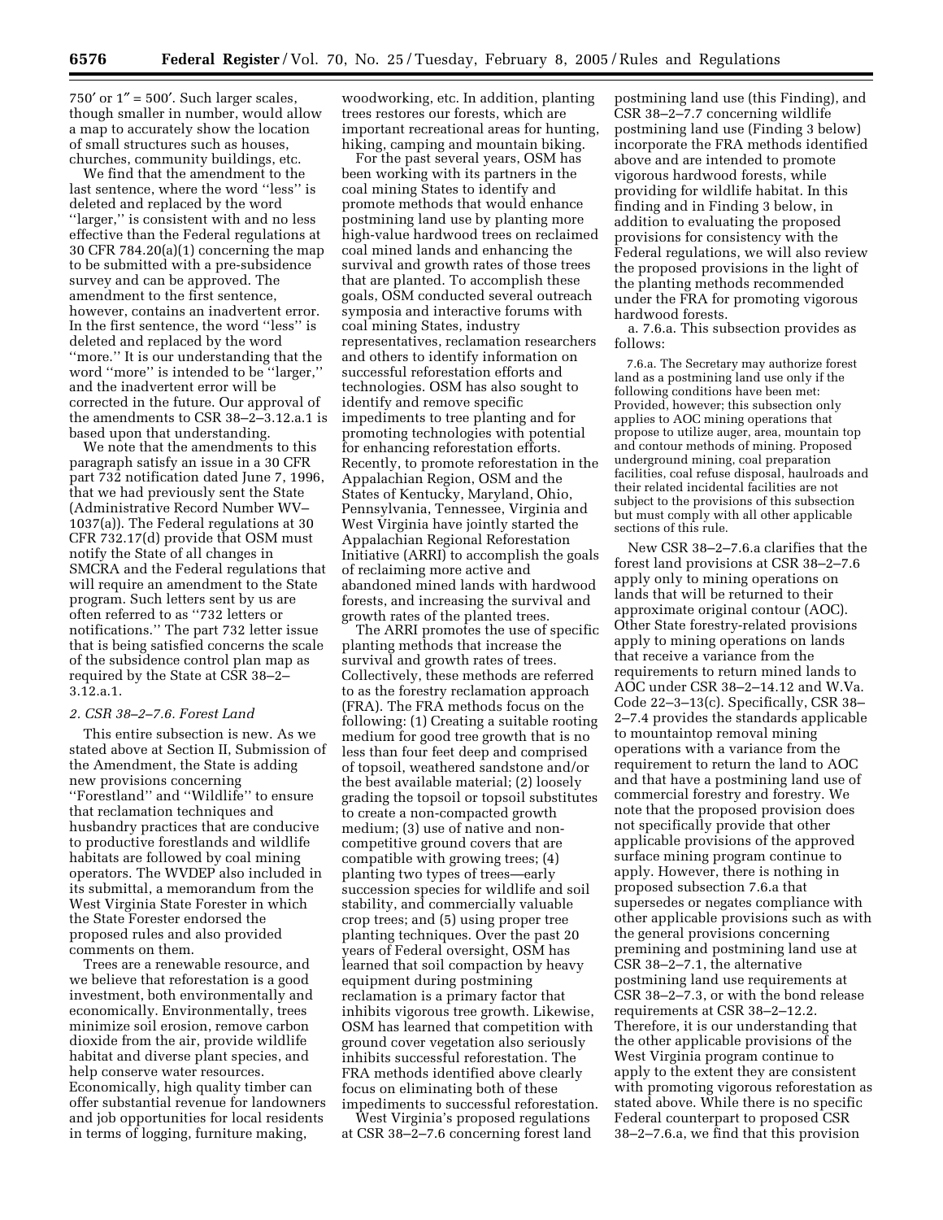750′ or 1″ = 500′. Such larger scales, though smaller in number, would allow a map to accurately show the location of small structures such as houses, churches, community buildings, etc.

We find that the amendment to the last sentence, where the word ''less'' is deleted and replaced by the word ''larger,'' is consistent with and no less effective than the Federal regulations at 30 CFR 784.20(a)(1) concerning the map to be submitted with a pre-subsidence survey and can be approved. The amendment to the first sentence, however, contains an inadvertent error. In the first sentence, the word ''less'' is deleted and replaced by the word ''more.'' It is our understanding that the word ''more'' is intended to be ''larger,'' and the inadvertent error will be corrected in the future. Our approval of the amendments to CSR 38–2–3.12.a.1 is based upon that understanding.

We note that the amendments to this paragraph satisfy an issue in a 30 CFR part 732 notification dated June 7, 1996, that we had previously sent the State (Administrative Record Number WV–1037(a)). The Federal regulations at 30 CFR 732.17(d) provide that OSM must notify the State of all changes in SMCRA and the Federal regulations that will require an amendment to the State program. Such letters sent by us are often referred to as ''732 letters or notifications.'' The part 732 letter issue that is being satisfied concerns the scale of the subsidence control plan map as required by the State at CSR 38–2–3.12.a.1.

*2. CSR 38–2–7.6. Forest Land*

This entire subsection is new. As we stated above at Section II, Submission of the Amendment, the State is adding new provisions concerning ''Forestland'' and ''Wildlife'' to ensure that reclamation techniques and husbandry practices that are conducive to productive forestlands and wildlife habitats are followed by coal mining operators. The WVDEP also included in its submittal, a memorandum from the West Virginia State Forester in which the State Forester endorsed the proposed rules and also provided comments on them.

Trees are a renewable resource, and we believe that reforestation is a good investment, both environmentally and economically. Environmentally, trees minimize soil erosion, remove carbon dioxide from the air, provide wildlife habitat and diverse plant species, and help conserve water resources. Economically, high quality timber can offer substantial revenue for landowners and job opportunities for local residents in terms of logging, furniture making, woodworking, etc. In addition, planting trees restores our forests, which are important recreational areas for hunting, hiking, camping and mountain biking.

For the past several years, OSM has been working with its partners in the coal mining States to identify and promote methods that would enhance postmining land use by planting more high-value hardwood trees on reclaimed coal mined lands and enhancing the survival and growth rates of those trees that are planted. To accomplish these goals, OSM conducted several outreach symposia and interactive forums with coal mining States, industry representatives, reclamation researchers and others to identify information on successful reforestation efforts and technologies. OSM has also sought to identify and remove specific impediments to tree planting and for promoting technologies with potential for enhancing reforestation efforts. Recently, to promote reforestation in the Appalachian Region, OSM and the States of Kentucky, Maryland, Ohio, Pennsylvania, Tennessee, Virginia and West Virginia have jointly started the Appalachian Regional Reforestation Initiative (ARRI) to accomplish the goals of reclaiming more active and abandoned mined lands with hardwood forests, and increasing the survival and growth rates of the planted trees.

The ARRI promotes the use of specific planting methods that increase the survival and growth rates of trees. Collectively, these methods are referred to as the forestry reclamation approach (FRA). The FRA methods focus on the following: (1) Creating a suitable rooting medium for good tree growth that is no less than four feet deep and comprised of topsoil, weathered sandstone and/or the best available material; (2) loosely grading the topsoil or topsoil substitutes to create a non-compacted growth medium; (3) use of native and non-competitive ground covers that are compatible with growing trees; (4) planting two types of trees—early succession species for wildlife and soil stability, and commercially valuable crop trees; and (5) using proper tree planting techniques. Over the past 20 years of Federal oversight, OSM has learned that soil compaction by heavy equipment during postmining reclamation is a primary factor that inhibits vigorous tree growth. Likewise, OSM has learned that competition with ground cover vegetation also seriously inhibits successful reforestation. The FRA methods identified above clearly focus on eliminating both of these impediments to successful reforestation.

West Virginia's proposed regulations at CSR 38–2–7.6 concerning forest land postmining land use (this Finding), and CSR 38–2–7.7 concerning wildlife postmining land use (Finding 3 below) incorporate the FRA methods identified above and are intended to promote vigorous hardwood forests, while providing for wildlife habitat. In this finding and in Finding 3 below, in addition to evaluating the proposed provisions for consistency with the Federal regulations, we will also review the proposed provisions in the light of the planting methods recommended under the FRA for promoting vigorous hardwood forests.

a. 7.6.a. This subsection provides as follows:

> 7.6.a. The Secretary may authorize forest land as a postmining land use only if the following conditions have been met: Provided, however; this subsection only applies to AOC mining operations that propose to utilize auger, area, mountain top and contour methods of mining. Proposed underground mining, coal preparation facilities, coal refuse disposal, haulroads and their related incidental facilities are not subject to the provisions of this subsection but must comply with all other applicable sections of this rule.

New CSR 38–2–7.6.a clarifies that the forest land provisions at CSR 38–2–7.6 apply only to mining operations on lands that will be returned to their approximate original contour (AOC). Other State forestry-related provisions apply to mining operations on lands that receive a variance from the requirements to return mined lands to AOC under CSR 38–2–14.12 and W.Va. Code 22–3–13(c). Specifically, CSR 38–2–7.4 provides the standards applicable to mountaintop removal mining operations with a variance from the requirement to return the land to AOC and that have a postmining land use of commercial forestry and forestry. We note that the proposed provision does not specifically provide that other applicable provisions of the approved surface mining program continue to apply. However, there is nothing in proposed subsection 7.6.a that supersedes or negates compliance with other applicable provisions such as with the general provisions concerning premining and postmining land use at CSR 38–2–7.1, the alternative postmining land use requirements at CSR 38–2–7.3, or with the bond release requirements at CSR 38–2–12.2. Therefore, it is our understanding that the other applicable provisions of the West Virginia program continue to apply to the extent they are consistent with promoting vigorous reforestation as stated above. While there is no specific Federal counterpart to proposed CSR 38–2–7.6.a, we find that this provision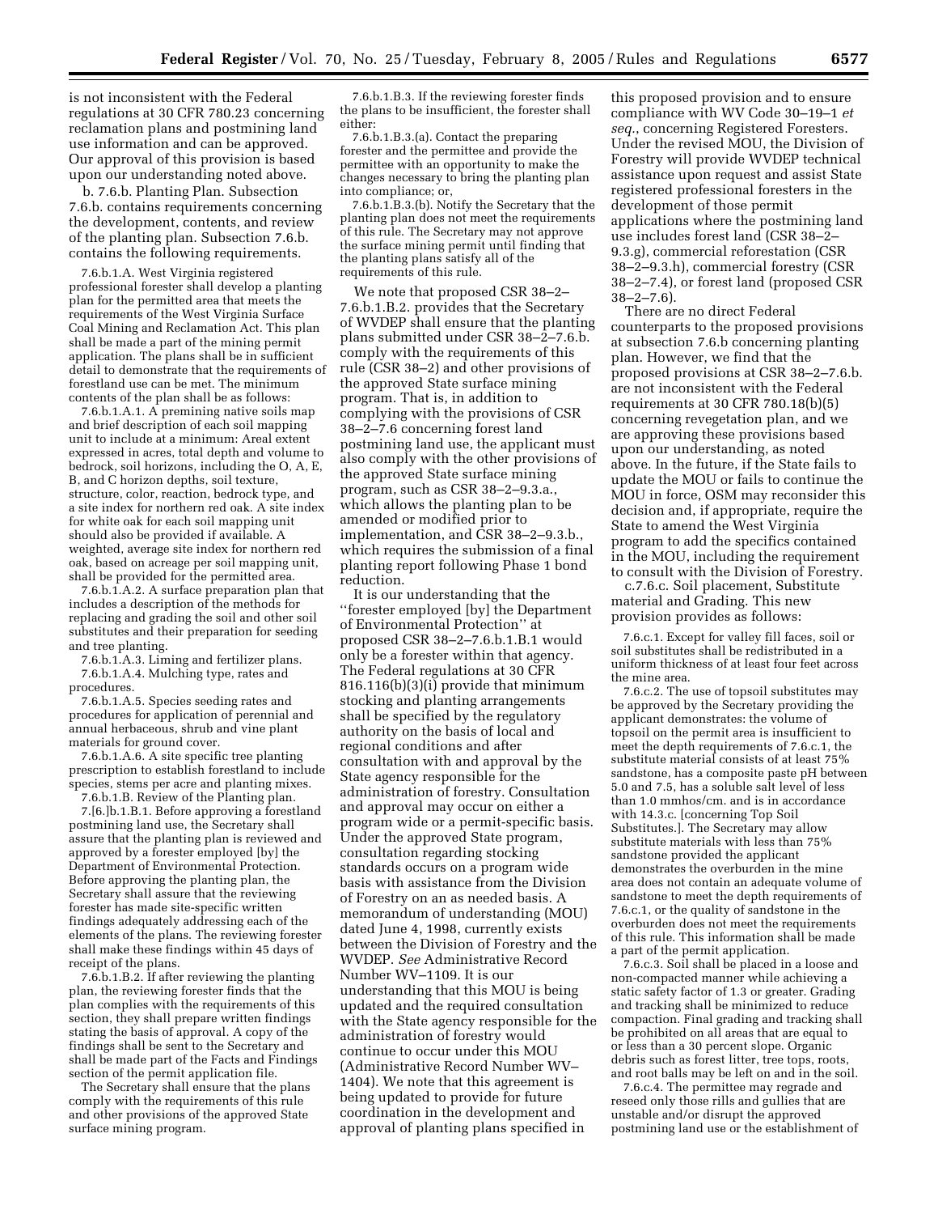is not inconsistent with the Federal regulations at 30 CFR 780.23 concerning reclamation plans and postmining land use information and can be approved. Our approval of this provision is based upon our understanding noted above.

b. 7.6.b. Planting Plan. Subsection 7.6.b. contains requirements concerning the development, contents, and review of the planting plan. Subsection 7.6.b. contains the following requirements.

7.6.b.1.A. West Virginia registered professional forester shall develop a planting plan for the permitted area that meets the requirements of the West Virginia Surface Coal Mining and Reclamation Act. This plan shall be made a part of the mining permit application. The plans shall be in sufficient detail to demonstrate that the requirements of forestland use can be met. The minimum contents of the plan shall be as follows:

7.6.b.1.A.1. A premining native soils map and brief description of each soil mapping unit to include at a minimum: Areal extent expressed in acres, total depth and volume to bedrock, soil horizons, including the O, A, E, B, and C horizon depths, soil texture, structure, color, reaction, bedrock type, and a site index for northern red oak. A site index for white oak for each soil mapping unit should also be provided if available. A weighted, average site index for northern red oak, based on acreage per soil mapping unit, shall be provided for the permitted area.

7.6.b.1.A.2. A surface preparation plan that includes a description of the methods for replacing and grading the soil and other soil substitutes and their preparation for seeding and tree planting.

7.6.b.1.A.3. Liming and fertilizer plans.

7.6.b.1.A.4. Mulching type, rates and procedures.

7.6.b.1.A.5. Species seeding rates and procedures for application of perennial and annual herbaceous, shrub and vine plant materials for ground cover.

7.6.b.1.A.6. A site specific tree planting prescription to establish forestland to include species, stems per acre and planting mixes.

7.6.b.1.B. Review of the Planting plan.

7.[6.]b.1.B.1. Before approving a forestland postmining land use, the Secretary shall assure that the planting plan is reviewed and approved by a forester employed [by] the Department of Environmental Protection. Before approving the planting plan, the Secretary shall assure that the reviewing forester has made site-specific written findings adequately addressing each of the elements of the plans. The reviewing forester shall make these findings within 45 days of receipt of the plans.

7.6.b.1.B.2. If after reviewing the planting plan, the reviewing forester finds that the plan complies with the requirements of this section, they shall prepare written findings stating the basis of approval. A copy of the findings shall be sent to the Secretary and shall be made part of the Facts and Findings section of the permit application file.

The Secretary shall ensure that the plans comply with the requirements of this rule and other provisions of the approved State surface mining program.

7.6.b.1.B.3. If the reviewing forester finds the plans to be insufficient, the forester shall either:

7.6.b.1.B.3.(a). Contact the preparing forester and the permittee and provide the permittee with an opportunity to make the changes necessary to bring the planting plan into compliance; or,

7.6.b.1.B.3.(b). Notify the Secretary that the planting plan does not meet the requirements of this rule. The Secretary may not approve the surface mining permit until finding that the planting plans satisfy all of the requirements of this rule.

We note that proposed CSR 38–2–7.6.b.1.B.2. provides that the Secretary of WVDEP shall ensure that the planting plans submitted under CSR 38–2–7.6.b. comply with the requirements of this rule (CSR 38–2) and other provisions of the approved State surface mining program. That is, in addition to complying with the provisions of CSR 38–2–7.6 concerning forest land postmining land use, the applicant must also comply with the other provisions of the approved State surface mining program, such as CSR 38–2–9.3.a., which allows the planting plan to be amended or modified prior to implementation, and CSR 38–2–9.3.b., which requires the submission of a final planting report following Phase 1 bond reduction.

It is our understanding that the ''forester employed [by] the Department of Environmental Protection'' at proposed CSR 38–2–7.6.b.1.B.1 would only be a forester within that agency. The Federal regulations at 30 CFR 816.116(b)(3)(i) provide that minimum stocking and planting arrangements shall be specified by the regulatory authority on the basis of local and regional conditions and after consultation with and approval by the State agency responsible for the administration of forestry. Consultation and approval may occur on either a program wide or a permit-specific basis. Under the approved State program, consultation regarding stocking standards occurs on a program wide basis with assistance from the Division of Forestry on an as needed basis. A memorandum of understanding (MOU) dated June 4, 1998, currently exists between the Division of Forestry and the WVDEP. *See* Administrative Record Number WV–1109. It is our understanding that this MOU is being updated and the required consultation with the State agency responsible for the administration of forestry would continue to occur under this MOU (Administrative Record Number WV–1404). We note that this agreement is being updated to provide for future coordination in the development and approval of planting plans specified in this proposed provision and to ensure compliance with WV Code 30–19–1 *et seq.*, concerning Registered Foresters. Under the revised MOU, the Division of Forestry will provide WVDEP technical assistance upon request and assist State registered professional foresters in the development of those permit applications where the postmining land use includes forest land (CSR 38–2–9.3.g), commercial reforestation (CSR 38–2–9.3.h), commercial forestry (CSR 38–2–7.4), or forest land (proposed CSR 38–2–7.6).

There are no direct Federal counterparts to the proposed provisions at subsection 7.6.b concerning planting plan. However, we find that the proposed provisions at CSR 38–2–7.6.b. are not inconsistent with the Federal requirements at 30 CFR 780.18(b)(5) concerning revegetation plan, and we are approving these provisions based upon our understanding, as noted above. In the future, if the State fails to update the MOU or fails to continue the MOU in force, OSM may reconsider this decision and, if appropriate, require the State to amend the West Virginia program to add the specifics contained in the MOU, including the requirement to consult with the Division of Forestry.

c.7.6.c. Soil placement, Substitute material and Grading. This new provision provides as follows:

7.6.c.1. Except for valley fill faces, soil or soil substitutes shall be redistributed in a uniform thickness of at least four feet across the mine area.

7.6.c.2. The use of topsoil substitutes may be approved by the Secretary providing the applicant demonstrates: the volume of topsoil on the permit area is insufficient to meet the depth requirements of 7.6.c.1, the substitute material consists of at least 75% sandstone, has a composite paste pH between 5.0 and 7.5, has a soluble salt level of less than 1.0 mmhos/cm. and is in accordance with 14.3.c. [concerning Top Soil Substitutes.]. The Secretary may allow substitute materials with less than 75% sandstone provided the applicant demonstrates the overburden in the mine area does not contain an adequate volume of sandstone to meet the depth requirements of 7.6.c.1, or the quality of sandstone in the overburden does not meet the requirements of this rule. This information shall be made a part of the permit application.

7.6.c.3. Soil shall be placed in a loose and non-compacted manner while achieving a static safety factor of 1.3 or greater. Grading and tracking shall be minimized to reduce compaction. Final grading and tracking shall be prohibited on all areas that are equal to or less than a 30 percent slope. Organic debris such as forest litter, tree tops, roots, and root balls may be left on and in the soil.

7.6.c.4. The permittee may regrade and reseed only those rills and gullies that are unstable and/or disrupt the approved postmining land use or the establishment of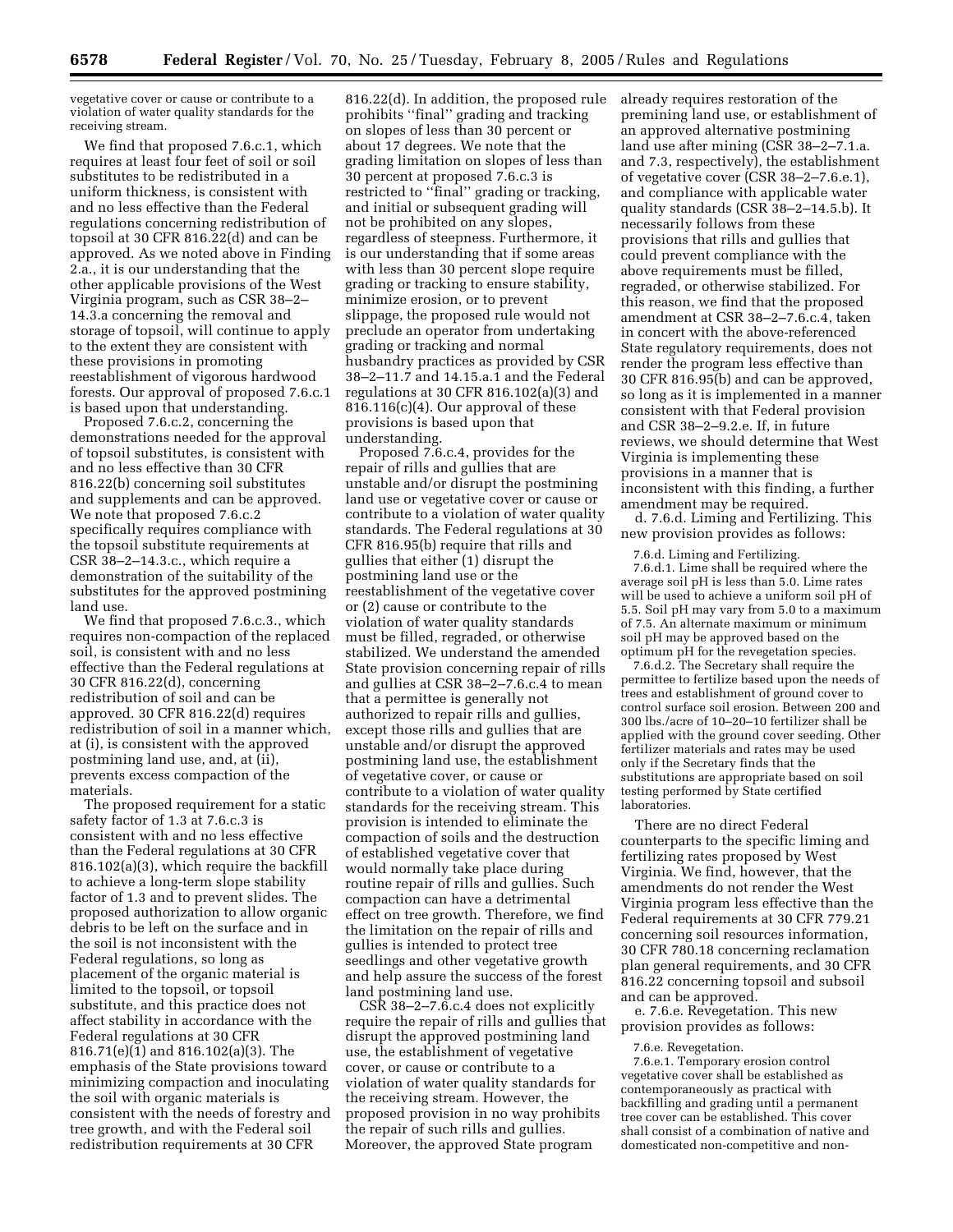vegetative cover or cause or contribute to a violation of water quality standards for the receiving stream.

We find that proposed 7.6.c.1, which requires at least four feet of soil or soil substitutes to be redistributed in a uniform thickness, is consistent with and no less effective than the Federal regulations concerning redistribution of topsoil at 30 CFR 816.22(d) and can be approved. As we noted above in Finding 2.a., it is our understanding that the other applicable provisions of the West Virginia program, such as CSR 38–2–14.3.a concerning the removal and storage of topsoil, will continue to apply to the extent they are consistent with these provisions in promoting reestablishment of vigorous hardwood forests. Our approval of proposed 7.6.c.1 is based upon that understanding.

Proposed 7.6.c.2, concerning the demonstrations needed for the approval of topsoil substitutes, is consistent with and no less effective than 30 CFR 816.22(b) concerning soil substitutes and supplements and can be approved. We note that proposed 7.6.c.2 specifically requires compliance with the topsoil substitute requirements at CSR 38–2–14.3.c., which require a demonstration of the suitability of the substitutes for the approved postmining land use.

We find that proposed 7.6.c.3., which requires non-compaction of the replaced soil, is consistent with and no less effective than the Federal regulations at 30 CFR 816.22(d), concerning redistribution of soil and can be approved. 30 CFR 816.22(d) requires redistribution of soil in a manner which, at (i), is consistent with the approved postmining land use, and, at (ii), prevents excess compaction of the materials.

The proposed requirement for a static safety factor of 1.3 at 7.6.c.3 is consistent with and no less effective than the Federal regulations at 30 CFR 816.102(a)(3), which require the backfill to achieve a long-term slope stability factor of 1.3 and to prevent slides. The proposed authorization to allow organic debris to be left on the surface and in the soil is not inconsistent with the Federal regulations, so long as placement of the organic material is limited to the topsoil, or topsoil substitute, and this practice does not affect stability in accordance with the Federal regulations at 30 CFR 816.71(e)(1) and 816.102(a)(3). The emphasis of the State provisions toward minimizing compaction and inoculating the soil with organic materials is consistent with the needs of forestry and tree growth, and with the Federal soil redistribution requirements at 30 CFR 816.22(d). In addition, the proposed rule prohibits ''final'' grading and tracking on slopes of less than 30 percent or about 17 degrees. We note that the grading limitation on slopes of less than 30 percent at proposed 7.6.c.3 is restricted to ''final'' grading or tracking, and initial or subsequent grading will not be prohibited on any slopes, regardless of steepness. Furthermore, it is our understanding that if some areas with less than 30 percent slope require grading or tracking to ensure stability, minimize erosion, or to prevent slippage, the proposed rule would not preclude an operator from undertaking grading or tracking and normal husbandry practices as provided by CSR 38–2–11.7 and 14.15.a.1 and the Federal regulations at 30 CFR 816.102(a)(3) and 816.116(c)(4). Our approval of these provisions is based upon that understanding.

Proposed 7.6.c.4, provides for the repair of rills and gullies that are unstable and/or disrupt the postmining land use or vegetative cover or cause or contribute to a violation of water quality standards. The Federal regulations at 30 CFR 816.95(b) require that rills and gullies that either (1) disrupt the postmining land use or the reestablishment of the vegetative cover or (2) cause or contribute to the violation of water quality standards must be filled, regraded, or otherwise stabilized. We understand the amended State provision concerning repair of rills and gullies at CSR 38–2–7.6.c.4 to mean that a permittee is generally not authorized to repair rills and gullies, except those rills and gullies that are unstable and/or disrupt the approved postmining land use, the establishment of vegetative cover, or cause or contribute to a violation of water quality standards for the receiving stream. This provision is intended to eliminate the compaction of soils and the destruction of established vegetative cover that would normally take place during routine repair of rills and gullies. Such compaction can have a detrimental effect on tree growth. Therefore, we find the limitation on the repair of rills and gullies is intended to protect tree seedlings and other vegetative growth and help assure the success of the forest land postmining land use.

CSR 38–2–7.6.c.4 does not explicitly require the repair of rills and gullies that disrupt the approved postmining land use, the establishment of vegetative cover, or cause or contribute to a violation of water quality standards for the receiving stream. However, the proposed provision in no way prohibits the repair of such rills and gullies. Moreover, the approved State program already requires restoration of the premining land use, or establishment of an approved alternative postmining land use after mining (CSR 38–2–7.1.a. and 7.3, respectively), the establishment of vegetative cover (CSR 38–2–7.6.e.1), and compliance with applicable water quality standards (CSR 38–2–14.5.b). It necessarily follows from these provisions that rills and gullies that could prevent compliance with the above requirements must be filled, regraded, or otherwise stabilized. For this reason, we find that the proposed amendment at CSR 38–2–7.6.c.4, taken in concert with the above-referenced State regulatory requirements, does not render the program less effective than 30 CFR 816.95(b) and can be approved, so long as it is implemented in a manner consistent with that Federal provision and CSR 38–2–9.2.e. If, in future reviews, we should determine that West Virginia is implementing these provisions in a manner that is inconsistent with this finding, a further amendment may be required.

d. 7.6.d. Liming and Fertilizing. This new provision provides as follows:

7.6.d. Liming and Fertilizing.

7.6.d.1. Lime shall be required where the average soil pH is less than 5.0. Lime rates will be used to achieve a uniform soil pH of 5.5. Soil pH may vary from 5.0 to a maximum of 7.5. An alternate maximum or minimum soil pH may be approved based on the optimum pH for the revegetation species.

7.6.d.2. The Secretary shall require the permittee to fertilize based upon the needs of trees and establishment of ground cover to control surface soil erosion. Between 200 and 300 lbs./acre of 10–20–10 fertilizer shall be applied with the ground cover seeding. Other fertilizer materials and rates may be used only if the Secretary finds that the substitutions are appropriate based on soil testing performed by State certified laboratories.

There are no direct Federal counterparts to the specific liming and fertilizing rates proposed by West Virginia. We find, however, that the amendments do not render the West Virginia program less effective than the Federal requirements at 30 CFR 779.21 concerning soil resources information, 30 CFR 780.18 concerning reclamation plan general requirements, and 30 CFR 816.22 concerning topsoil and subsoil and can be approved.

e. 7.6.e. Revegetation. This new provision provides as follows:

7.6.e. Revegetation.

7.6.e.1. Temporary erosion control vegetative cover shall be established as contemporaneously as practical with backfilling and grading until a permanent tree cover can be established. This cover shall consist of a combination of native and domesticated non-competitive and non-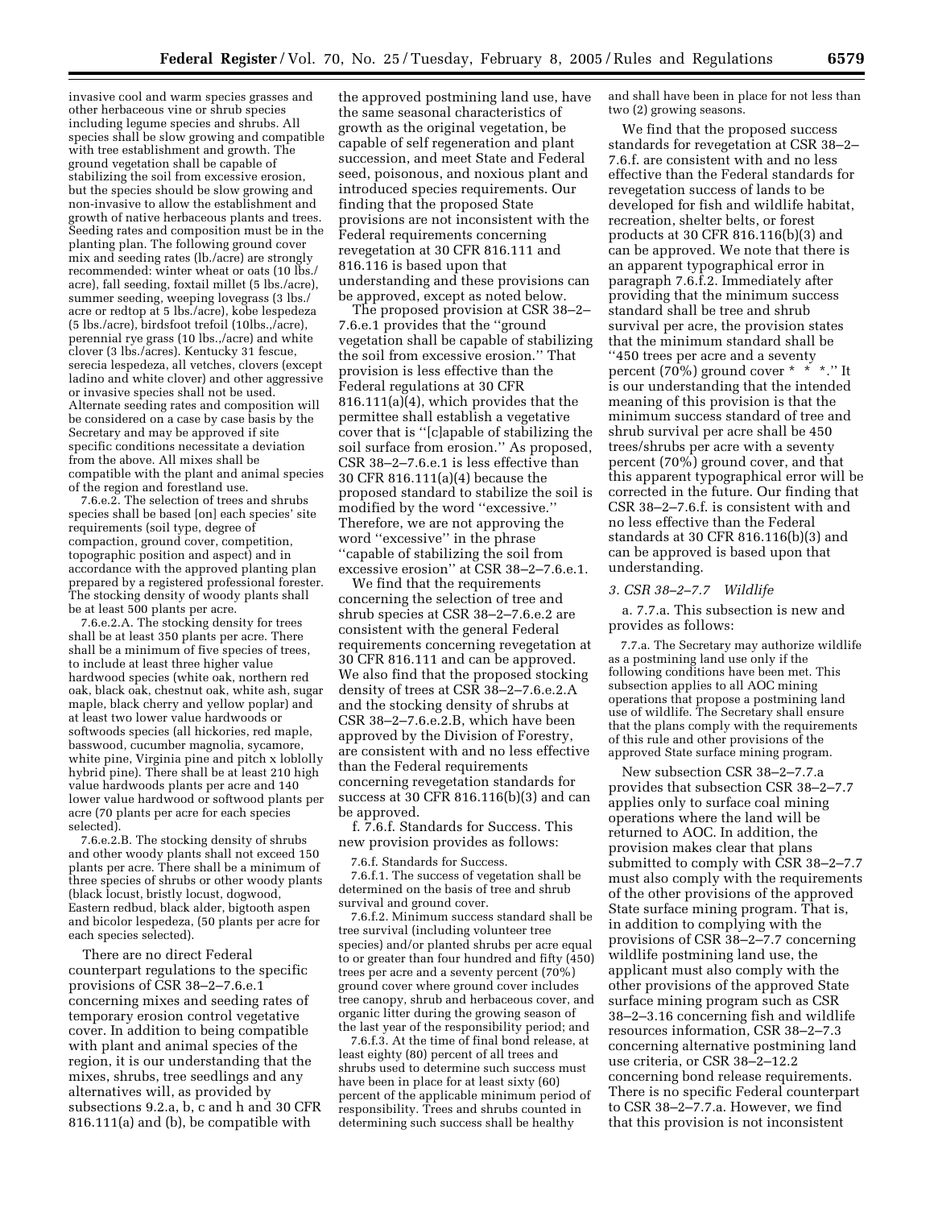invasive cool and warm species grasses and other herbaceous vine or shrub species including legume species and shrubs. All species shall be slow growing and compatible with tree establishment and growth. The ground vegetation shall be capable of stabilizing the soil from excessive erosion, but the species should be slow growing and non-invasive to allow the establishment and growth of native herbaceous plants and trees. Seeding rates and composition must be in the planting plan. The following ground cover mix and seeding rates (lb./acre) are strongly recommended: winter wheat or oats (10 lbs./acre), fall seeding, foxtail millet (5 lbs./acre), summer seeding, weeping lovegrass (3 lbs./acre or redtop at 5 lbs./acre), kobe lespedeza (5 lbs./acre), birdsfoot trefoil (10lbs.,/acre), perennial rye grass (10 lbs.,/acre) and white clover (3 lbs./acres). Kentucky 31 fescue, serecia lespedeza, all vetches, clovers (except ladino and white clover) and other aggressive or invasive species shall not be used. Alternate seeding rates and composition will be considered on a case by case basis by the Secretary and may be approved if site specific conditions necessitate a deviation from the above. All mixes shall be compatible with the plant and animal species of the region and forestland use.

7.6.e.2. The selection of trees and shrubs species shall be based [on] each species' site requirements (soil type, degree of compaction, ground cover, competition, topographic position and aspect) and in accordance with the approved planting plan prepared by a registered professional forester. The stocking density of woody plants shall be at least 500 plants per acre.

7.6.e.2.A. The stocking density for trees shall be at least 350 plants per acre. There shall be a minimum of five species of trees, to include at least three higher value hardwood species (white oak, northern red oak, black oak, chestnut oak, white ash, sugar maple, black cherry and yellow poplar) and at least two lower value hardwoods or softwoods species (all hickories, red maple, basswood, cucumber magnolia, sycamore, white pine, Virginia pine and pitch x loblolly hybrid pine). There shall be at least 210 high value hardwoods plants per acre and 140 lower value hardwood or softwood plants per acre (70 plants per acre for each species selected).

7.6.e.2.B. The stocking density of shrubs and other woody plants shall not exceed 150 plants per acre. There shall be a minimum of three species of shrubs or other woody plants (black locust, bristly locust, dogwood, Eastern redbud, black alder, bigtooth aspen and bicolor lespedeza, (50 plants per acre for each species selected).

There are no direct Federal counterpart regulations to the specific provisions of CSR 38–2–7.6.e.1 concerning mixes and seeding rates of temporary erosion control vegetative cover. In addition to being compatible with plant and animal species of the region, it is our understanding that the mixes, shrubs, tree seedlings and any alternatives will, as provided by subsections 9.2.a, b, c and h and 30 CFR 816.111(a) and (b), be compatible with the approved postmining land use, have the same seasonal characteristics of growth as the original vegetation, be capable of self regeneration and plant succession, and meet State and Federal seed, poisonous, and noxious plant and introduced species requirements. Our finding that the proposed State provisions are not inconsistent with the Federal requirements concerning revegetation at 30 CFR 816.111 and 816.116 is based upon that understanding and these provisions can be approved, except as noted below.

The proposed provision at CSR 38–2–7.6.e.1 provides that the "ground vegetation shall be capable of stabilizing the soil from excessive erosion." That provision is less effective than the Federal regulations at 30 CFR 816.111(a)(4), which provides that the permittee shall establish a vegetative cover that is "[c]apable of stabilizing the soil surface from erosion." As proposed, CSR 38–2–7.6.e.1 is less effective than 30 CFR 816.111(a)(4) because the proposed standard to stabilize the soil is modified by the word "excessive." Therefore, we are not approving the word "excessive" in the phrase "capable of stabilizing the soil from excessive erosion" at CSR 38–2–7.6.e.1.

We find that the requirements concerning the selection of tree and shrub species at CSR 38–2–7.6.e.2 are consistent with the general Federal requirements concerning revegetation at 30 CFR 816.111 and can be approved. We also find that the proposed stocking density of trees at CSR 38–2–7.6.e.2.A and the stocking density of shrubs at CSR 38–2–7.6.e.2.B, which have been approved by the Division of Forestry, are consistent with and no less effective than the Federal requirements concerning revegetation standards for success at 30 CFR 816.116(b)(3) and can be approved.

f. 7.6.f. Standards for Success. This new provision provides as follows:

7.6.f. Standards for Success.

7.6.f.1. The success of vegetation shall be determined on the basis of tree and shrub survival and ground cover.

7.6.f.2. Minimum success standard shall be tree survival (including volunteer tree species) and/or planted shrubs per acre equal to or greater than four hundred and fifty (450) trees per acre and a seventy percent (70%) ground cover where ground cover includes tree canopy, shrub and herbaceous cover, and organic litter during the growing season of the last year of the responsibility period; and

7.6.f.3. At the time of final bond release, at least eighty (80) percent of all trees and shrubs used to determine such success must have been in place for at least sixty (60) percent of the applicable minimum period of responsibility. Trees and shrubs counted in determining such success shall be healthy and shall have been in place for not less than two (2) growing seasons.

We find that the proposed success standards for revegetation at CSR 38–2–7.6.f. are consistent with and no less effective than the Federal standards for revegetation success of lands to be developed for fish and wildlife habitat, recreation, shelter belts, or forest products at 30 CFR 816.116(b)(3) and can be approved. We note that there is an apparent typographical error in paragraph 7.6.f.2. Immediately after providing that the minimum success standard shall be tree and shrub survival per acre, the provision states that the minimum standard shall be "450 trees per acre and a seventy percent (70%) ground cover * * *." It is our understanding that the intended meaning of this provision is that the minimum success standard of tree and shrub survival per acre shall be 450 trees/shrubs per acre with a seventy percent (70%) ground cover, and that this apparent typographical error will be corrected in the future. Our finding that CSR 38–2–7.6.f. is consistent with and no less effective than the Federal standards at 30 CFR 816.116(b)(3) and can be approved is based upon that understanding.

### *3. CSR 38–2–7.7 Wildlife*

a. 7.7.a. This subsection is new and provides as follows:

7.7.a. The Secretary may authorize wildlife as a postmining land use only if the following conditions have been met. This subsection applies to all AOC mining operations that propose a postmining land use of wildlife. The Secretary shall ensure that the plans comply with the requirements of this rule and other provisions of the approved State surface mining program.

New subsection CSR 38–2–7.7.a provides that subsection CSR 38–2–7.7 applies only to surface coal mining operations where the land will be returned to AOC. In addition, the provision makes clear that plans submitted to comply with CSR 38–2–7.7 must also comply with the requirements of the other provisions of the approved State surface mining program. That is, in addition to complying with the provisions of CSR 38–2–7.7 concerning wildlife postmining land use, the applicant must also comply with the other provisions of the approved State surface mining program such as CSR 38–2–3.16 concerning fish and wildlife resources information, CSR 38–2–7.3 concerning alternative postmining land use criteria, or CSR 38–2–12.2 concerning bond release requirements. There is no specific Federal counterpart to CSR 38–2–7.7.a. However, we find that this provision is not inconsistent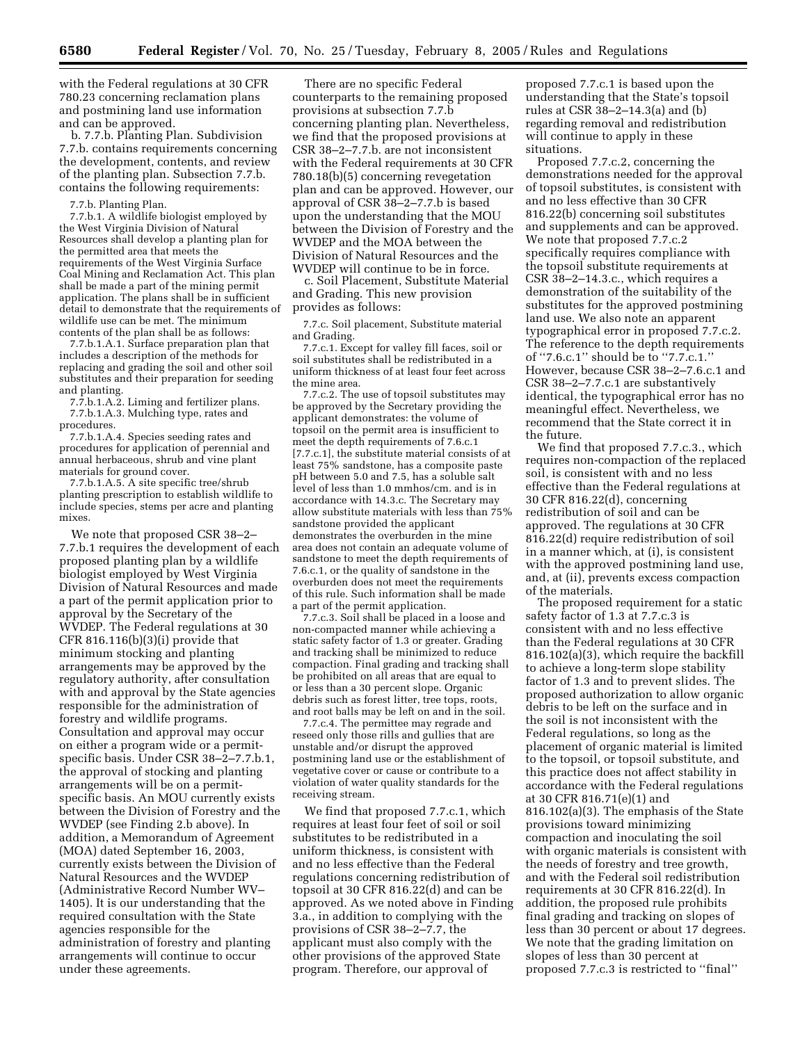with the Federal regulations at 30 CFR 780.23 concerning reclamation plans and postmining land use information and can be approved.

b. 7.7.b. Planting Plan. Subdivision 7.7.b. contains requirements concerning the development, contents, and review of the planting plan. Subsection 7.7.b. contains the following requirements:

7.7.b. Planting Plan.

7.7.b.1. A wildlife biologist employed by the West Virginia Division of Natural Resources shall develop a planting plan for the permitted area that meets the requirements of the West Virginia Surface Coal Mining and Reclamation Act. This plan shall be made a part of the mining permit application. The plans shall be in sufficient detail to demonstrate that the requirements of wildlife use can be met. The minimum contents of the plan shall be as follows:

7.7.b.1.A.1. Surface preparation plan that includes a description of the methods for replacing and grading the soil and other soil substitutes and their preparation for seeding and planting.

7.7.b.1.A.2. Liming and fertilizer plans.

7.7.b.1.A.3. Mulching type, rates and procedures.

7.7.b.1.A.4. Species seeding rates and procedures for application of perennial and annual herbaceous, shrub and vine plant materials for ground cover.

7.7.b.1.A.5. A site specific tree/shrub planting prescription to establish wildlife to include species, stems per acre and planting mixes.

We note that proposed CSR 38–2–7.7.b.1 requires the development of each proposed planting plan by a wildlife biologist employed by West Virginia Division of Natural Resources and made a part of the permit application prior to approval by the Secretary of the WVDEP. The Federal regulations at 30 CFR 816.116(b)(3)(i) provide that minimum stocking and planting arrangements may be approved by the regulatory authority, after consultation with and approval by the State agencies responsible for the administration of forestry and wildlife programs. Consultation and approval may occur on either a program wide or a permit-specific basis. Under CSR 38–2–7.7.b.1, the approval of stocking and planting arrangements will be on a permit-specific basis. An MOU currently exists between the Division of Forestry and the WVDEP (see Finding 2.b above). In addition, a Memorandum of Agreement (MOA) dated September 16, 2003, currently exists between the Division of Natural Resources and the WVDEP (Administrative Record Number WV–1405). It is our understanding that the required consultation with the State agencies responsible for the administration of forestry and planting arrangements will continue to occur under these agreements.

There are no specific Federal counterparts to the remaining proposed provisions at subsection 7.7.b concerning planting plan. Nevertheless, we find that the proposed provisions at CSR 38–2–7.7.b. are not inconsistent with the Federal requirements at 30 CFR 780.18(b)(5) concerning revegetation plan and can be approved. However, our approval of CSR 38–2–7.7.b is based upon the understanding that the MOU between the Division of Forestry and the WVDEP and the MOA between the Division of Natural Resources and the WVDEP will continue to be in force.

c. Soil Placement, Substitute Material and Grading. This new provision provides as follows:

7.7.c. Soil placement, Substitute material and Grading.

7.7.c.1. Except for valley fill faces, soil or soil substitutes shall be redistributed in a uniform thickness of at least four feet across the mine area.

7.7.c.2. The use of topsoil substitutes may be approved by the Secretary providing the applicant demonstrates: the volume of topsoil on the permit area is insufficient to meet the depth requirements of 7.6.c.1 [7.7.c.1], the substitute material consists of at least 75% sandstone, has a composite paste pH between 5.0 and 7.5, has a soluble salt level of less than 1.0 mmhos/cm. and is in accordance with 14.3.c. The Secretary may allow substitute materials with less than 75% sandstone provided the applicant demonstrates the overburden in the mine area does not contain an adequate volume of sandstone to meet the depth requirements of 7.6.c.1, or the quality of sandstone in the overburden does not meet the requirements of this rule. Such information shall be made a part of the permit application.

7.7.c.3. Soil shall be placed in a loose and non-compacted manner while achieving a static safety factor of 1.3 or greater. Grading and tracking shall be minimized to reduce compaction. Final grading and tracking shall be prohibited on all areas that are equal to or less than a 30 percent slope. Organic debris such as forest litter, tree tops, roots, and root balls may be left on and in the soil.

7.7.c.4. The permittee may regrade and reseed only those rills and gullies that are unstable and/or disrupt the approved postmining land use or the establishment of vegetative cover or cause or contribute to a violation of water quality standards for the receiving stream.

We find that proposed 7.7.c.1, which requires at least four feet of soil or soil substitutes to be redistributed in a uniform thickness, is consistent with and no less effective than the Federal regulations concerning redistribution of topsoil at 30 CFR 816.22(d) and can be approved. As we noted above in Finding 3.a., in addition to complying with the provisions of CSR 38–2–7.7, the applicant must also comply with the other provisions of the approved State program. Therefore, our approval of proposed 7.7.c.1 is based upon the understanding that the State's topsoil rules at CSR 38–2–14.3(a) and (b) regarding removal and redistribution will continue to apply in these situations.

Proposed 7.7.c.2, concerning the demonstrations needed for the approval of topsoil substitutes, is consistent with and no less effective than 30 CFR 816.22(b) concerning soil substitutes and supplements and can be approved. We note that proposed 7.7.c.2 specifically requires compliance with the topsoil substitute requirements at CSR 38–2–14.3.c., which requires a demonstration of the suitability of the substitutes for the approved postmining land use. We also note an apparent typographical error in proposed 7.7.c.2. The reference to the depth requirements of "7.6.c.1" should be to "7.7.c.1." However, because CSR 38–2–7.6.c.1 and CSR 38–2–7.7.c.1 are substantively identical, the typographical error has no meaningful effect. Nevertheless, we recommend that the State correct it in the future.

We find that proposed 7.7.c.3., which requires non-compaction of the replaced soil, is consistent with and no less effective than the Federal regulations at 30 CFR 816.22(d), concerning redistribution of soil and can be approved. The regulations at 30 CFR 816.22(d) require redistribution of soil in a manner which, at (i), is consistent with the approved postmining land use, and, at (ii), prevents excess compaction of the materials.

The proposed requirement for a static safety factor of 1.3 at 7.7.c.3 is consistent with and no less effective than the Federal regulations at 30 CFR 816.102(a)(3), which require the backfill to achieve a long-term slope stability factor of 1.3 and to prevent slides. The proposed authorization to allow organic debris to be left on the surface and in the soil is not inconsistent with the Federal regulations, so long as the placement of organic material is limited to the topsoil, or topsoil substitute, and this practice does not affect stability in accordance with the Federal regulations at 30 CFR 816.71(e)(1) and 816.102(a)(3). The emphasis of the State provisions toward minimizing compaction and inoculating the soil with organic materials is consistent with the needs of forestry and tree growth, and with the Federal soil redistribution requirements at 30 CFR 816.22(d). In addition, the proposed rule prohibits final grading and tracking on slopes of less than 30 percent or about 17 degrees. We note that the grading limitation on slopes of less than 30 percent at proposed 7.7.c.3 is restricted to "final"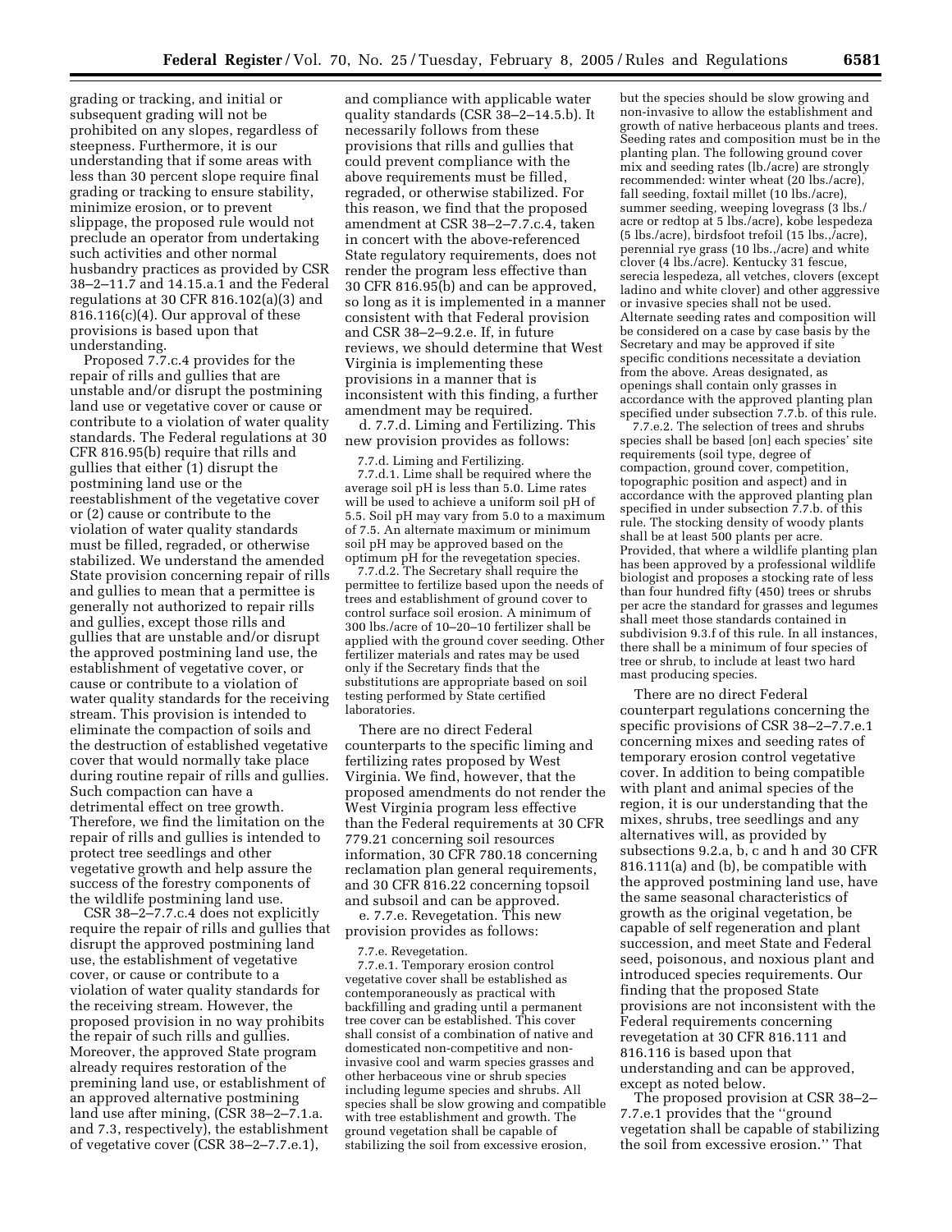grading or tracking, and initial or subsequent grading will not be prohibited on any slopes, regardless of steepness. Furthermore, it is our understanding that if some areas with less than 30 percent slope require final grading or tracking to ensure stability, minimize erosion, or to prevent slippage, the proposed rule would not preclude an operator from undertaking such activities and other normal husbandry practices as provided by CSR 38–2–11.7 and 14.15.a.1 and the Federal regulations at 30 CFR 816.102(a)(3) and 816.116(c)(4). Our approval of these provisions is based upon that understanding.

Proposed 7.7.c.4 provides for the repair of rills and gullies that are unstable and/or disrupt the postmining land use or vegetative cover or cause or contribute to a violation of water quality standards. The Federal regulations at 30 CFR 816.95(b) require that rills and gullies that either (1) disrupt the postmining land use or the reestablishment of the vegetative cover or (2) cause or contribute to the violation of water quality standards must be filled, regraded, or otherwise stabilized. We understand the amended State provision concerning repair of rills and gullies to mean that a permittee is generally not authorized to repair rills and gullies, except those rills and gullies that are unstable and/or disrupt the approved postmining land use, the establishment of vegetative cover, or cause or contribute to a violation of water quality standards for the receiving stream. This provision is intended to eliminate the compaction of soils and the destruction of established vegetative cover that would normally take place during routine repair of rills and gullies. Such compaction can have a detrimental effect on tree growth. Therefore, we find the limitation on the repair of rills and gullies is intended to protect tree seedlings and other vegetative growth and help assure the success of the forestry components of the wildlife postmining land use.

CSR 38–2–7.7.c.4 does not explicitly require the repair of rills and gullies that disrupt the approved postmining land use, the establishment of vegetative cover, or cause or contribute to a violation of water quality standards for the receiving stream. However, the proposed provision in no way prohibits the repair of such rills and gullies. Moreover, the approved State program already requires restoration of the premining land use, or establishment of an approved alternative postmining land use after mining, (CSR 38–2–7.1.a. and 7.3, respectively), the establishment of vegetative cover (CSR 38–2–7.7.e.1), and compliance with applicable water quality standards (CSR 38–2–14.5.b). It necessarily follows from these provisions that rills and gullies that could prevent compliance with the above requirements must be filled, regraded, or otherwise stabilized. For this reason, we find that the proposed amendment at CSR 38–2–7.7.c.4, taken in concert with the above-referenced State regulatory requirements, does not render the program less effective than 30 CFR 816.95(b) and can be approved, so long as it is implemented in a manner consistent with that Federal provision and CSR 38–2–9.2.e. If, in future reviews, we should determine that West Virginia is implementing these provisions in a manner that is inconsistent with this finding, a further amendment may be required.

d. 7.7.d. Liming and Fertilizing. This new provision provides as follows:

> 7.7.d. Liming and Fertilizing.
>
> 7.7.d.1. Lime shall be required where the average soil pH is less than 5.0. Lime rates will be used to achieve a uniform soil pH of 5.5. Soil pH may vary from 5.0 to a maximum of 7.5. An alternate maximum or minimum soil pH may be approved based on the optimum pH for the revegetation species.
>
> 7.7.d.2. The Secretary shall require the permittee to fertilize based upon the needs of trees and establishment of ground cover to control surface soil erosion. A minimum of 300 lbs./acre of 10–20–10 fertilizer shall be applied with the ground cover seeding. Other fertilizer materials and rates may be used only if the Secretary finds that the substitutions are appropriate based on soil testing performed by State certified laboratories.

There are no direct Federal counterparts to the specific liming and fertilizing rates proposed by West Virginia. We find, however, that the proposed amendments do not render the West Virginia program less effective than the Federal requirements at 30 CFR 779.21 concerning soil resources information, 30 CFR 780.18 concerning reclamation plan general requirements, and 30 CFR 816.22 concerning topsoil and subsoil and can be approved.

e. 7.7.e. Revegetation. This new provision provides as follows:

> 7.7.e. Revegetation.
>
> 7.7.e.1. Temporary erosion control vegetative cover shall be established as contemporaneously as practical with backfilling and grading until a permanent tree cover can be established. This cover shall consist of a combination of native and domesticated non-competitive and non-invasive cool and warm species grasses and other herbaceous vine or shrub species including legume species and shrubs. All species shall be slow growing and compatible with tree establishment and growth. The ground vegetation shall be capable of stabilizing the soil from excessive erosion, but the species should be slow growing and non-invasive to allow the establishment and growth of native herbaceous plants and trees. Seeding rates and composition must be in the planting plan. The following ground cover mix and seeding rates (lb./acre) are strongly recommended: winter wheat (20 lbs./acre), fall seeding, foxtail millet (10 lbs./acre), summer seeding, weeping lovegrass (3 lbs./acre or redtop at 5 lbs./acre), kobe lespedeza (5 lbs./acre), birdsfoot trefoil (15 lbs.,/acre), perennial rye grass (10 lbs.,/acre) and white clover (4 lbs./acre). Kentucky 31 fescue, serecia lespedeza, all vetches, clovers (except ladino and white clover) and other aggressive or invasive species shall not be used. Alternate seeding rates and composition will be considered on a case by case basis by the Secretary and may be approved if site specific conditions necessitate a deviation from the above. Areas designated, as openings shall contain only grasses in accordance with the approved planting plan specified under subsection 7.7.b. of this rule.
>
> 7.7.e.2. The selection of trees and shrubs species shall be based [on] each species' site requirements (soil type, degree of compaction, ground cover, competition, topographic position and aspect) and in accordance with the approved planting plan specified in under subsection 7.7.b. of this rule. The stocking density of woody plants shall be at least 500 plants per acre. Provided, that where a wildlife planting plan has been approved by a professional wildlife biologist and proposes a stocking rate of less than four hundred fifty (450) trees or shrubs per acre the standard for grasses and legumes shall meet those standards contained in subdivision 9.3.f of this rule. In all instances, there shall be a minimum of four species of tree or shrub, to include at least two hard mast producing species.

There are no direct Federal counterpart regulations concerning the specific provisions of CSR 38–2–7.7.e.1 concerning mixes and seeding rates of temporary erosion control vegetative cover. In addition to being compatible with plant and animal species of the region, it is our understanding that the mixes, shrubs, tree seedlings and any alternatives will, as provided by subsections 9.2.a, b, c and h and 30 CFR 816.111(a) and (b), be compatible with the approved postmining land use, have the same seasonal characteristics of growth as the original vegetation, be capable of self regeneration and plant succession, and meet State and Federal seed, poisonous, and noxious plant and introduced species requirements. Our finding that the proposed State provisions are not inconsistent with the Federal requirements concerning revegetation at 30 CFR 816.111 and 816.116 is based upon that understanding and can be approved, except as noted below.

The proposed provision at CSR 38–2–7.7.e.1 provides that the "ground vegetation shall be capable of stabilizing the soil from excessive erosion." That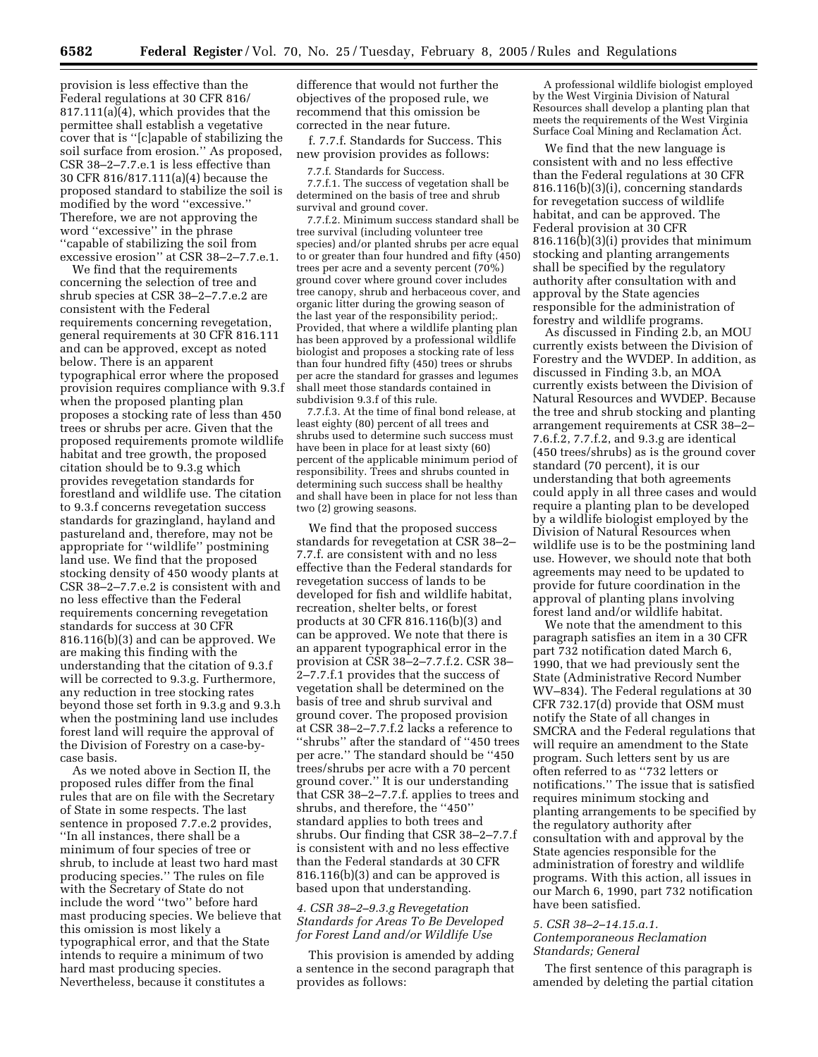provision is less effective than the Federal regulations at 30 CFR 816/817.111(a)(4), which provides that the permittee shall establish a vegetative cover that is "[c]apable of stabilizing the soil surface from erosion." As proposed, CSR 38–2–7.7.e.1 is less effective than 30 CFR 816/817.111(a)(4) because the proposed standard to stabilize the soil is modified by the word "excessive." Therefore, we are not approving the word "excessive" in the phrase "capable of stabilizing the soil from excessive erosion" at CSR 38–2–7.7.e.1.

We find that the requirements concerning the selection of tree and shrub species at CSR 38–2–7.7.e.2 are consistent with the Federal requirements concerning revegetation, general requirements at 30 CFR 816.111 and can be approved, except as noted below. There is an apparent typographical error where the proposed provision requires compliance with 9.3.f when the proposed planting plan proposes a stocking rate of less than 450 trees or shrubs per acre. Given that the proposed requirements promote wildlife habitat and tree growth, the proposed citation should be to 9.3.g which provides revegetation standards for forestland and wildlife use. The citation to 9.3.f concerns revegetation success standards for grazingland, hayland and pastureland and, therefore, may not be appropriate for "wildlife" postmining land use. We find that the proposed stocking density of 450 woody plants at CSR 38–2–7.7.e.2 is consistent with and no less effective than the Federal requirements concerning revegetation standards for success at 30 CFR 816.116(b)(3) and can be approved. We are making this finding with the understanding that the citation of 9.3.f will be corrected to 9.3.g. Furthermore, any reduction in tree stocking rates beyond those set forth in 9.3.g and 9.3.h when the postmining land use includes forest land will require the approval of the Division of Forestry on a case-by-case basis.

As we noted above in Section II, the proposed rules differ from the final rules that are on file with the Secretary of State in some respects. The last sentence in proposed 7.7.e.2 provides, "In all instances, there shall be a minimum of four species of tree or shrub, to include at least two hard mast producing species." The rules on file with the Secretary of State do not include the word "two" before hard mast producing species. We believe that this omission is most likely a typographical error, and that the State intends to require a minimum of two hard mast producing species. Nevertheless, because it constitutes a difference that would not further the objectives of the proposed rule, we recommend that this omission be corrected in the near future.

f. 7.7.f. Standards for Success. This new provision provides as follows:

> 7.7.f. Standards for Success.
>
> 7.7.f.1. The success of vegetation shall be determined on the basis of tree and shrub survival and ground cover.
>
> 7.7.f.2. Minimum success standard shall be tree survival (including volunteer tree species) and/or planted shrubs per acre equal to or greater than four hundred and fifty (450) trees per acre and a seventy percent (70%) ground cover where ground cover includes tree canopy, shrub and herbaceous cover, and organic litter during the growing season of the last year of the responsibility period;. Provided, that where a wildlife planting plan has been approved by a professional wildlife biologist and proposes a stocking rate of less than four hundred fifty (450) trees or shrubs per acre the standard for grasses and legumes shall meet those standards contained in subdivision 9.3.f of this rule.
>
> 7.7.f.3. At the time of final bond release, at least eighty (80) percent of all trees and shrubs used to determine such success must have been in place for at least sixty (60) percent of the applicable minimum period of responsibility. Trees and shrubs counted in determining such success shall be healthy and shall have been in place for not less than two (2) growing seasons.

We find that the proposed success standards for revegetation at CSR 38–2–7.7.f. are consistent with and no less effective than the Federal standards for revegetation success of lands to be developed for fish and wildlife habitat, recreation, shelter belts, or forest products at 30 CFR 816.116(b)(3) and can be approved. We note that there is an apparent typographical error in the provision at CSR 38–2–7.7.f.2. CSR 38–2–7.7.f.1 provides that the success of vegetation shall be determined on the basis of tree and shrub survival and ground cover. The proposed provision at CSR 38–2–7.7.f.2 lacks a reference to "shrubs" after the standard of "450 trees per acre." The standard should be "450 trees/shrubs per acre with a 70 percent ground cover." It is our understanding that CSR 38–2–7.7.f. applies to trees and shrubs, and therefore, the "450" standard applies to both trees and shrubs. Our finding that CSR 38–2–7.7.f is consistent with and no less effective than the Federal standards at 30 CFR 816.116(b)(3) and can be approved is based upon that understanding.

*4. CSR 38–2–9.3.g Revegetation Standards for Areas To Be Developed for Forest Land and/or Wildlife Use*

This provision is amended by adding a sentence in the second paragraph that provides as follows:

> A professional wildlife biologist employed by the West Virginia Division of Natural Resources shall develop a planting plan that meets the requirements of the West Virginia Surface Coal Mining and Reclamation Act.

We find that the new language is consistent with and no less effective than the Federal regulations at 30 CFR 816.116(b)(3)(i), concerning standards for revegetation success of wildlife habitat, and can be approved. The Federal provision at 30 CFR 816.116(b)(3)(i) provides that minimum stocking and planting arrangements shall be specified by the regulatory authority after consultation with and approval by the State agencies responsible for the administration of forestry and wildlife programs.

As discussed in Finding 2.b, an MOU currently exists between the Division of Forestry and the WVDEP. In addition, as discussed in Finding 3.b, an MOA currently exists between the Division of Natural Resources and WVDEP. Because the tree and shrub stocking and planting arrangement requirements at CSR 38–2–7.6.f.2, 7.7.f.2, and 9.3.g are identical (450 trees/shrubs) as is the ground cover standard (70 percent), it is our understanding that both agreements could apply in all three cases and would require a planting plan to be developed by a wildlife biologist employed by the Division of Natural Resources when wildlife use is to be the postmining land use. However, we should note that both agreements may need to be updated to provide for future coordination in the approval of planting plans involving forest land and/or wildlife habitat.

We note that the amendment to this paragraph satisfies an item in a 30 CFR part 732 notification dated March 6, 1990, that we had previously sent the State (Administrative Record Number WV–834). The Federal regulations at 30 CFR 732.17(d) provide that OSM must notify the State of all changes in SMCRA and the Federal regulations that will require an amendment to the State program. Such letters sent by us are often referred to as "732 letters or notifications." The issue that is satisfied requires minimum stocking and planting arrangements to be specified by the regulatory authority after consultation with and approval by the State agencies responsible for the administration of forestry and wildlife programs. With this action, all issues in our March 6, 1990, part 732 notification have been satisfied.

*5. CSR 38–2–14.15.a.1. Contemporaneous Reclamation Standards; General*

The first sentence of this paragraph is amended by deleting the partial citation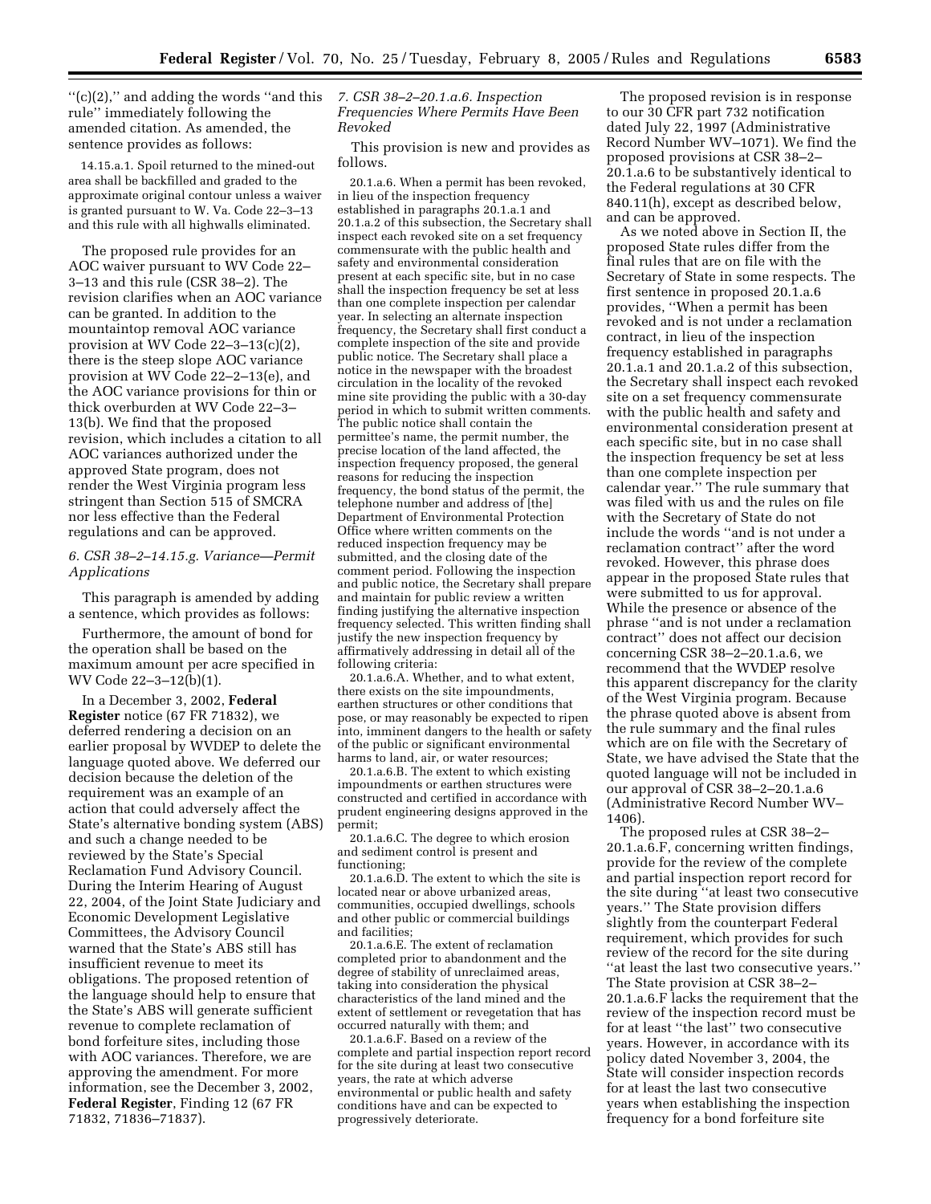''(c)(2),'' and adding the words ''and this rule'' immediately following the amended citation. As amended, the sentence provides as follows:

14.15.a.1. Spoil returned to the mined-out area shall be backfilled and graded to the approximate original contour unless a waiver is granted pursuant to W. Va. Code 22–3–13 and this rule with all highwalls eliminated.

The proposed rule provides for an AOC waiver pursuant to WV Code 22–3–13 and this rule (CSR 38–2). The revision clarifies when an AOC variance can be granted. In addition to the mountaintop removal AOC variance provision at WV Code 22–3–13(c)(2), there is the steep slope AOC variance provision at WV Code 22–2–13(e), and the AOC variance provisions for thin or thick overburden at WV Code 22–3–13(b). We find that the proposed revision, which includes a citation to all AOC variances authorized under the approved State program, does not render the West Virginia program less stringent than Section 515 of SMCRA nor less effective than the Federal regulations and can be approved.

### *6. CSR 38–2–14.15.g. Variance—Permit Applications*

This paragraph is amended by adding a sentence, which provides as follows:

Furthermore, the amount of bond for the operation shall be based on the maximum amount per acre specified in WV Code 22–3–12(b)(1).

In a December 3, 2002, **Federal Register** notice (67 FR 71832), we deferred rendering a decision on an earlier proposal by WVDEP to delete the language quoted above. We deferred our decision because the deletion of the requirement was an example of an action that could adversely affect the State's alternative bonding system (ABS) and such a change needed to be reviewed by the State's Special Reclamation Fund Advisory Council. During the Interim Hearing of August 22, 2004, of the Joint State Judiciary and Economic Development Legislative Committees, the Advisory Council warned that the State's ABS still has insufficient revenue to meet its obligations. The proposed retention of the language should help to ensure that the State's ABS will generate sufficient revenue to complete reclamation of bond forfeiture sites, including those with AOC variances. Therefore, we are approving the amendment. For more information, see the December 3, 2002, **Federal Register**, Finding 12 (67 FR 71832, 71836–71837).

### *7. CSR 38–2–20.1.a.6. Inspection Frequencies Where Permits Have Been Revoked*

This provision is new and provides as follows.

20.1.a.6. When a permit has been revoked, in lieu of the inspection frequency established in paragraphs 20.1.a.1 and 20.1.a.2 of this subsection, the Secretary shall inspect each revoked site on a set frequency commensurate with the public health and safety and environmental consideration present at each specific site, but in no case shall the inspection frequency be set at less than one complete inspection per calendar year. In selecting an alternate inspection frequency, the Secretary shall first conduct a complete inspection of the site and provide public notice. The Secretary shall place a notice in the newspaper with the broadest circulation in the locality of the revoked mine site providing the public with a 30-day period in which to submit written comments. The public notice shall contain the permittee's name, the permit number, the precise location of the land affected, the inspection frequency proposed, the general reasons for reducing the inspection frequency, the bond status of the permit, the telephone number and address of [the] Department of Environmental Protection Office where written comments on the reduced inspection frequency may be submitted, and the closing date of the comment period. Following the inspection and public notice, the Secretary shall prepare and maintain for public review a written finding justifying the alternative inspection frequency selected. This written finding shall justify the new inspection frequency by affirmatively addressing in detail all of the following criteria:

20.1.a.6.A. Whether, and to what extent, there exists on the site impoundments, earthen structures or other conditions that pose, or may reasonably be expected to ripen into, imminent dangers to the health or safety of the public or significant environmental harms to land, air, or water resources;

20.1.a.6.B. The extent to which existing impoundments or earthen structures were constructed and certified in accordance with prudent engineering designs approved in the permit;

20.1.a.6.C. The degree to which erosion and sediment control is present and functioning;

20.1.a.6.D. The extent to which the site is located near or above urbanized areas, communities, occupied dwellings, schools and other public or commercial buildings and facilities;

20.1.a.6.E. The extent of reclamation completed prior to abandonment and the degree of stability of unreclaimed areas, taking into consideration the physical characteristics of the land mined and the extent of settlement or revegetation that has occurred naturally with them; and

20.1.a.6.F. Based on a review of the complete and partial inspection report record for the site during at least two consecutive years, the rate at which adverse environmental or public health and safety conditions have and can be expected to progressively deteriorate.

The proposed revision is in response to our 30 CFR part 732 notification dated July 22, 1997 (Administrative Record Number WV–1071). We find the proposed provisions at CSR 38–2–20.1.a.6 to be substantively identical to the Federal regulations at 30 CFR 840.11(h), except as described below, and can be approved.

As we noted above in Section II, the proposed State rules differ from the final rules that are on file with the Secretary of State in some respects. The first sentence in proposed 20.1.a.6 provides, ''When a permit has been revoked and is not under a reclamation contract, in lieu of the inspection frequency established in paragraphs 20.1.a.1 and 20.1.a.2 of this subsection, the Secretary shall inspect each revoked site on a set frequency commensurate with the public health and safety and environmental consideration present at each specific site, but in no case shall the inspection frequency be set at less than one complete inspection per calendar year.'' The rule summary that was filed with us and the rules on file with the Secretary of State do not include the words ''and is not under a reclamation contract'' after the word revoked. However, this phrase does appear in the proposed State rules that were submitted to us for approval. While the presence or absence of the phrase ''and is not under a reclamation contract'' does not affect our decision concerning CSR 38–2–20.1.a.6, we recommend that the WVDEP resolve this apparent discrepancy for the clarity of the West Virginia program. Because the phrase quoted above is absent from the rule summary and the final rules which are on file with the Secretary of State, we have advised the State that the quoted language will not be included in our approval of CSR 38–2–20.1.a.6 (Administrative Record Number WV–1406).

The proposed rules at CSR 38–2–20.1.a.6.F, concerning written findings, provide for the review of the complete and partial inspection report record for the site during ''at least two consecutive years.'' The State provision differs slightly from the counterpart Federal requirement, which provides for such review of the record for the site during ''at least the last two consecutive years.'' The State provision at CSR 38–2–20.1.a.6.F lacks the requirement that the review of the inspection record must be for at least ''the last'' two consecutive years. However, in accordance with its policy dated November 3, 2004, the State will consider inspection records for at least the last two consecutive years when establishing the inspection frequency for a bond forfeiture site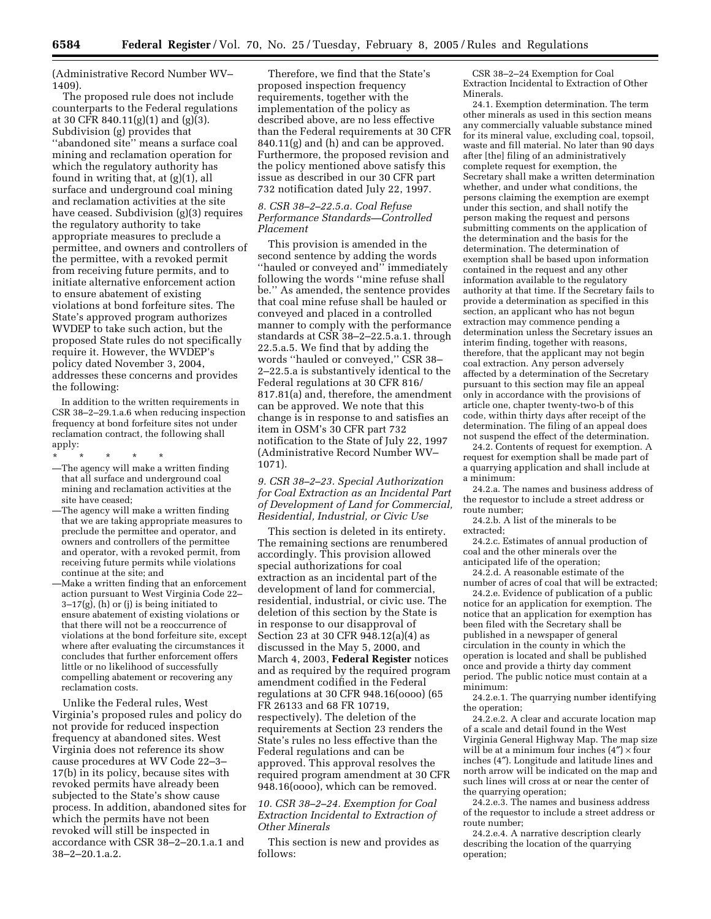(Administrative Record Number WV–1409).

The proposed rule does not include counterparts to the Federal regulations at 30 CFR 840.11(g)(1) and (g)(3). Subdivision (g) provides that ''abandoned site'' means a surface coal mining and reclamation operation for which the regulatory authority has found in writing that, at (g)(1), all surface and underground coal mining and reclamation activities at the site have ceased. Subdivision (g)(3) requires the regulatory authority to take appropriate measures to preclude a permittee, and owners and controllers of the permittee, with a revoked permit from receiving future permits, and to initiate alternative enforcement action to ensure abatement of existing violations at bond forfeiture sites. The State's approved program authorizes WVDEP to take such action, but the proposed State rules do not specifically require it. However, the WVDEP's policy dated November 3, 2004, addresses these concerns and provides the following:

In addition to the written requirements in CSR 38–2–29.1.a.6 when reducing inspection frequency at bond forfeiture sites not under reclamation contract, the following shall apply:

\* \* \* \* \*

—The agency will make a written finding that all surface and underground coal mining and reclamation activities at the site have ceased;

—The agency will make a written finding that we are taking appropriate measures to preclude the permittee and operator, and owners and controllers of the permittee and operator, with a revoked permit, from receiving future permits while violations continue at the site; and

—Make a written finding that an enforcement action pursuant to West Virginia Code 22–3–17(g), (h) or (j) is being initiated to ensure abatement of existing violations or that there will not be a reoccurrence of violations at the bond forfeiture site, except where after evaluating the circumstances it concludes that further enforcement offers little or no likelihood of successfully compelling abatement or recovering any reclamation costs.

Unlike the Federal rules, West Virginia's proposed rules and policy do not provide for reduced inspection frequency at abandoned sites. West Virginia does not reference its show cause procedures at WV Code 22–3–17(b) in its policy, because sites with revoked permits have already been subjected to the State's show cause process. In addition, abandoned sites for which the permits have not been revoked will still be inspected in accordance with CSR 38–2–20.1.a.1 and 38–2–20.1.a.2.

Therefore, we find that the State's proposed inspection frequency requirements, together with the implementation of the policy as described above, are no less effective than the Federal requirements at 30 CFR 840.11(g) and (h) and can be approved. Furthermore, the proposed revision and the policy mentioned above satisfy this issue as described in our 30 CFR part 732 notification dated July 22, 1997.

### *8. CSR 38–2–22.5.a. Coal Refuse Performance Standards—Controlled Placement*

This provision is amended in the second sentence by adding the words ''hauled or conveyed and'' immediately following the words ''mine refuse shall be.'' As amended, the sentence provides that coal mine refuse shall be hauled or conveyed and placed in a controlled manner to comply with the performance standards at CSR 38–2–22.5.a.1. through 22.5.a.5. We find that by adding the words ''hauled or conveyed,'' CSR 38–2–22.5.a is substantively identical to the Federal regulations at 30 CFR 816/817.81(a) and, therefore, the amendment can be approved. We note that this change is in response to and satisfies an item in OSM's 30 CFR part 732 notification to the State of July 22, 1997 (Administrative Record Number WV–1071).

### *9. CSR 38–2–23. Special Authorization for Coal Extraction as an Incidental Part of Development of Land for Commercial, Residential, Industrial, or Civic Use*

This section is deleted in its entirety. The remaining sections are renumbered accordingly. This provision allowed special authorizations for coal extraction as an incidental part of the development of land for commercial, residential, industrial, or civic use. The deletion of this section by the State is in response to our disapproval of Section 23 at 30 CFR 948.12(a)(4) as discussed in the May 5, 2000, and March 4, 2003, **Federal Register** notices and as required by the required program amendment codified in the Federal regulations at 30 CFR 948.16(oooo) (65 FR 26133 and 68 FR 10719, respectively). The deletion of the requirements at Section 23 renders the State's rules no less effective than the Federal regulations and can be approved. This approval resolves the required program amendment at 30 CFR 948.16(oooo), which can be removed.

### *10. CSR 38–2–24. Exemption for Coal Extraction Incidental to Extraction of Other Minerals*

This section is new and provides as follows:

CSR 38–2–24 Exemption for Coal Extraction Incidental to Extraction of Other Minerals.

24.1. Exemption determination. The term other minerals as used in this section means any commercially valuable substance mined for its mineral value, excluding coal, topsoil, waste and fill material. No later than 90 days after [the] filing of an administratively complete request for exemption, the Secretary shall make a written determination whether, and under what conditions, the persons claiming the exemption are exempt under this section, and shall notify the person making the request and persons submitting comments on the application of the determination and the basis for the determination. The determination of exemption shall be based upon information contained in the request and any other information available to the regulatory authority at that time. If the Secretary fails to provide a determination as specified in this section, an applicant who has not begun extraction may commence pending a determination unless the Secretary issues an interim finding, together with reasons, therefore, that the applicant may not begin coal extraction. Any person adversely affected by a determination of the Secretary pursuant to this section may file an appeal only in accordance with the provisions of article one, chapter twenty-two-b of this code, within thirty days after receipt of the determination. The filing of an appeal does not suspend the effect of the determination.

24.2. Contents of request for exemption. A request for exemption shall be made part of a quarrying application and shall include at a minimum:

24.2.a. The names and business address of the requestor to include a street address or route number;

24.2.b. A list of the minerals to be extracted;

24.2.c. Estimates of annual production of coal and the other minerals over the anticipated life of the operation;

24.2.d. A reasonable estimate of the number of acres of coal that will be extracted;

24.2.e. Evidence of publication of a public notice for an application for exemption. The notice that an application for exemption has been filed with the Secretary shall be published in a newspaper of general circulation in the county in which the operation is located and shall be published once and provide a thirty day comment period. The public notice must contain at a minimum:

24.2.e.1. The quarrying number identifying the operation;

24.2.e.2. A clear and accurate location map of a scale and detail found in the West Virginia General Highway Map. The map size will be at a minimum four inches (4″) × four inches (4″). Longitude and latitude lines and north arrow will be indicated on the map and such lines will cross at or near the center of the quarrying operation;

24.2.e.3. The names and business address of the requestor to include a street address or route number;

24.2.e.4. A narrative description clearly describing the location of the quarrying operation;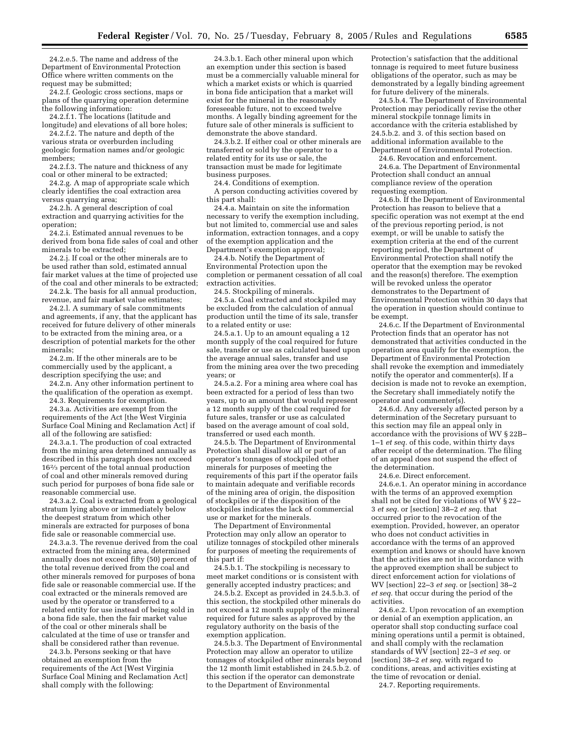24.2.e.5. The name and address of the Department of Environmental Protection Office where written comments on the request may be submitted;

24.2.f. Geologic cross sections, maps or plans of the quarrying operation determine the following information:

24.2.f.1. The locations (latitude and longitude) and elevations of all bore holes;

24.2.f.2. The nature and depth of the various strata or overburden including geologic formation names and/or geologic members;

24.2.f.3. The nature and thickness of any coal or other mineral to be extracted;

24.2.g. A map of appropriate scale which clearly identifies the coal extraction area versus quarrying area;

24.2.h. A general description of coal extraction and quarrying activities for the operation;

24.2.i. Estimated annual revenues to be derived from bona fide sales of coal and other minerals to be extracted;

24.2.j. If coal or the other minerals are to be used rather than sold, estimated annual fair market values at the time of projected use of the coal and other minerals to be extracted;

24.2.k. The basis for all annual production, revenue, and fair market value estimates;

24.2.l. A summary of sale commitments and agreements, if any, that the applicant has received for future delivery of other minerals to be extracted from the mining area, or a description of potential markets for the other minerals;

24.2.m. If the other minerals are to be commercially used by the applicant, a description specifying the use; and

24.2.n. Any other information pertinent to the qualification of the operation as exempt.

24.3. Requirements for exemption.

24.3.a. Activities are exempt from the requirements of the Act [the West Virginia Surface Coal Mining and Reclamation Act] if all of the following are satisfied:

24.3.a.1. The production of coal extracted from the mining area determined annually as described in this paragraph does not exceed 16⅔ percent of the total annual production of coal and other minerals removed during such period for purposes of bona fide sale or reasonable commercial use.

24.3.a.2. Coal is extracted from a geological stratum lying above or immediately below the deepest stratum from which other minerals are extracted for purposes of bona fide sale or reasonable commercial use.

24.3.a.3. The revenue derived from the coal extracted from the mining area, determined annually does not exceed fifty (50) percent of the total revenue derived from the coal and other minerals removed for purposes of bona fide sale or reasonable commercial use. If the coal extracted or the minerals removed are used by the operator or transferred to a related entity for use instead of being sold in a bona fide sale, then the fair market value of the coal or other minerals shall be calculated at the time of use or transfer and shall be considered rather than revenue.

24.3.b. Persons seeking or that have obtained an exemption from the requirements of the Act [West Virginia Surface Coal Mining and Reclamation Act] shall comply with the following:

24.3.b.1. Each other mineral upon which an exemption under this section is based must be a commercially valuable mineral for which a market exists or which is quarried in bona fide anticipation that a market will exist for the mineral in the reasonably foreseeable future, not to exceed twelve months. A legally binding agreement for the future sale of other minerals is sufficient to demonstrate the above standard.

24.3.b.2. If either coal or other minerals are transferred or sold by the operator to a related entity for its use or sale, the transaction must be made for legitimate business purposes.

24.4. Conditions of exemption.

A person conducting activities covered by this part shall:

24.4.a. Maintain on site the information necessary to verify the exemption including, but not limited to, commercial use and sales information, extraction tonnages, and a copy of the exemption application and the Department's exemption approval;

24.4.b. Notify the Department of Environmental Protection upon the completion or permanent cessation of all coal extraction activities.

24.5. Stockpiling of minerals.

24.5.a. Coal extracted and stockpiled may be excluded from the calculation of annual production until the time of its sale, transfer to a related entity or use:

24.5.a.1. Up to an amount equaling a 12 month supply of the coal required for future sale, transfer or use as calculated based upon the average annual sales, transfer and use from the mining area over the two preceding years; or

24.5.a.2. For a mining area where coal has been extracted for a period of less than two years, up to an amount that would represent a 12 month supply of the coal required for future sales, transfer or use as calculated based on the average amount of coal sold, transferred or used each month.

24.5.b. The Department of Environmental Protection shall disallow all or part of an operator's tonnages of stockpiled other minerals for purposes of meeting the requirements of this part if the operator fails to maintain adequate and verifiable records of the mining area of origin, the disposition of stockpiles or if the disposition of the stockpiles indicates the lack of commercial use or market for the minerals.

The Department of Environmental Protection may only allow an operator to utilize tonnages of stockpiled other minerals for purposes of meeting the requirements of this part if:

24.5.b.1. The stockpiling is necessary to meet market conditions or is consistent with generally accepted industry practices; and

24.5.b.2. Except as provided in 24.5.b.3. of this section, the stockpiled other minerals do not exceed a 12 month supply of the mineral required for future sales as approved by the regulatory authority on the basis of the exemption application.

24.5.b.3. The Department of Environmental Protection may allow an operator to utilize tonnages of stockpiled other minerals beyond the 12 month limit established in 24.5.b.2. of this section if the operator can demonstrate to the Department of Environmental Protection's satisfaction that the additional tonnage is required to meet future business obligations of the operator, such as may be demonstrated by a legally binding agreement for future delivery of the minerals.

24.5.b.4. The Department of Environmental Protection may periodically revise the other mineral stockpile tonnage limits in accordance with the criteria established by 24.5.b.2. and 3. of this section based on additional information available to the Department of Environmental Protection.

24.6. Revocation and enforcement.

24.6.a. The Department of Environmental Protection shall conduct an annual compliance review of the operation requesting exemption.

24.6.b. If the Department of Environmental Protection has reason to believe that a specific operation was not exempt at the end of the previous reporting period, is not exempt, or will be unable to satisfy the exemption criteria at the end of the current reporting period, the Department of Environmental Protection shall notify the operator that the exemption may be revoked and the reason(s) therefore. The exemption will be revoked unless the operator demonstrates to the Department of Environmental Protection within 30 days that the operation in question should continue to be exempt.

24.6.c. If the Department of Environmental Protection finds that an operator has not demonstrated that activities conducted in the operation area qualify for the exemption, the Department of Environmental Protection shall revoke the exemption and immediately notify the operator and commenter(s). If a decision is made not to revoke an exemption, the Secretary shall immediately notify the operator and commenter(s).

24.6.d. Any adversely affected person by a determination of the Secretary pursuant to this section may file an appeal only in accordance with the provisions of WV § 22B–1–1 *et seq.* of this code, within thirty days after receipt of the determination. The filing of an appeal does not suspend the effect of the determination.

24.6.e. Direct enforcement.

24.6.e.1. An operator mining in accordance with the terms of an approved exemption shall not be cited for violations of WV § 22–3 *et seq.* or [section] 38–2 *et seq.* that occurred prior to the revocation of the exemption. Provided, however, an operator who does not conduct activities in accordance with the terms of an approved exemption and knows or should have known that the activities are not in accordance with the approved exemption shall be subject to direct enforcement action for violations of WV [section] 22–3 *et seq.* or [section] 38–2 *et seq.* that occur during the period of the activities.

24.6.e.2. Upon revocation of an exemption or denial of an exemption application, an operator shall stop conducting surface coal mining operations until a permit is obtained, and shall comply with the reclamation standards of WV [section] 22–3 *et seq.* or [section] 38–2 *et seq.* with regard to conditions, areas, and activities existing at the time of revocation or denial.

24.7. Reporting requirements.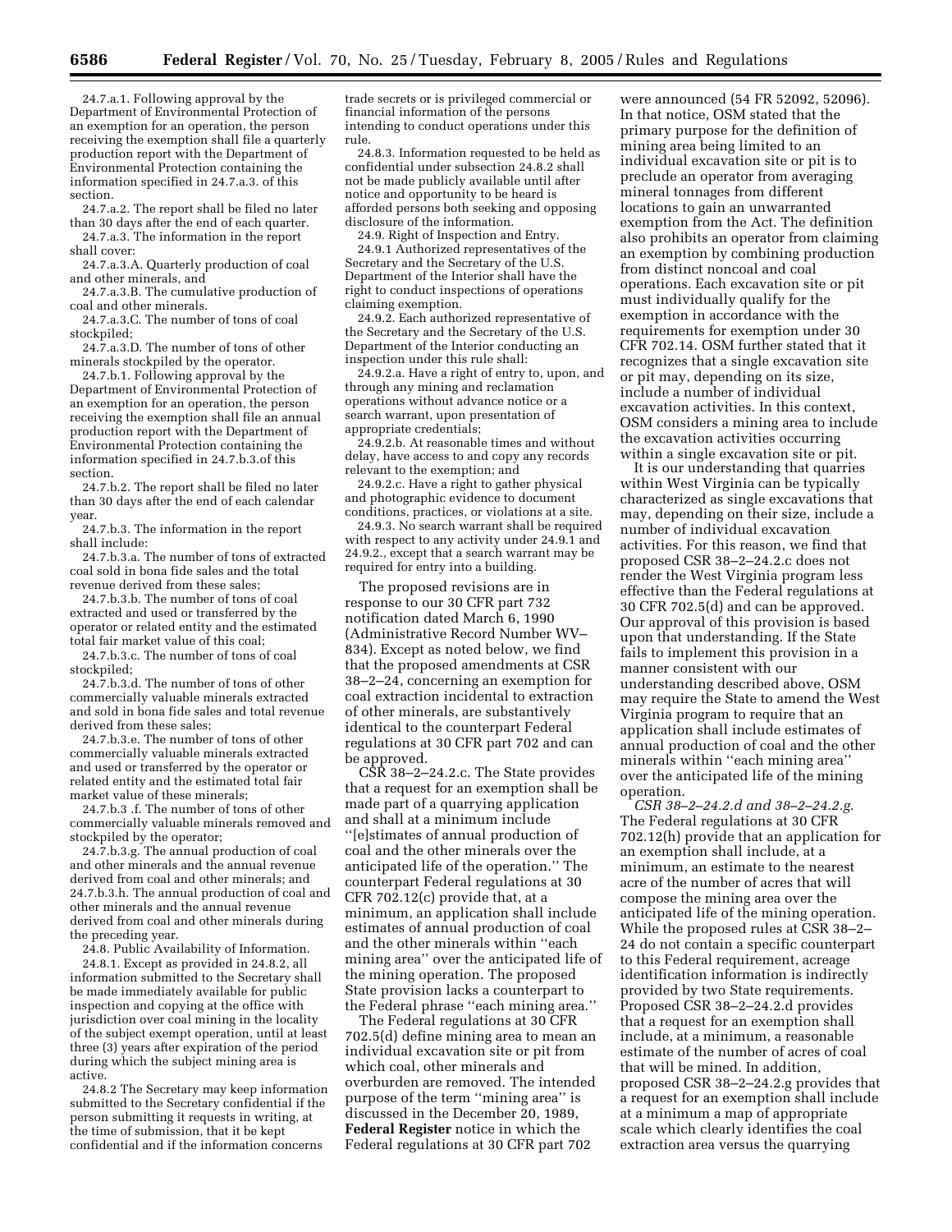24.7.a.1. Following approval by the Department of Environmental Protection of an exemption for an operation, the person receiving the exemption shall file a quarterly production report with the Department of Environmental Protection containing the information specified in 24.7.a.3. of this section.

24.7.a.2. The report shall be filed no later than 30 days after the end of each quarter.

24.7.a.3. The information in the report shall cover:

24.7.a.3.A. Quarterly production of coal and other minerals, and

24.7.a.3.B. The cumulative production of coal and other minerals.

24.7.a.3.C. The number of tons of coal stockpiled;

24.7.a.3.D. The number of tons of other minerals stockpiled by the operator.

24.7.b.1. Following approval by the Department of Environmental Protection of an exemption for an operation, the person receiving the exemption shall file an annual production report with the Department of Environmental Protection containing the information specified in 24.7.b.3.of this section.

24.7.b.2. The report shall be filed no later than 30 days after the end of each calendar year.

24.7.b.3. The information in the report shall include:

24.7.b.3.a. The number of tons of extracted coal sold in bona fide sales and the total revenue derived from these sales;

24.7.b.3.b. The number of tons of coal extracted and used or transferred by the operator or related entity and the estimated total fair market value of this coal;

24.7.b.3.c. The number of tons of coal stockpiled;

24.7.b.3.d. The number of tons of other commercially valuable minerals extracted and sold in bona fide sales and total revenue derived from these sales;

24.7.b.3.e. The number of tons of other commercially valuable minerals extracted and used or transferred by the operator or related entity and the estimated total fair market value of these minerals;

24.7.b.3 .f. The number of tons of other commercially valuable minerals removed and stockpiled by the operator;

24.7.b.3.g. The annual production of coal and other minerals and the annual revenue derived from coal and other minerals; and

24.7.b.3.h. The annual production of coal and other minerals and the annual revenue derived from coal and other minerals during the preceding year.

24.8. Public Availability of Information.

24.8.1. Except as provided in 24.8.2, all information submitted to the Secretary shall be made immediately available for public inspection and copying at the office with jurisdiction over coal mining in the locality of the subject exempt operation, until at least three (3) years after expiration of the period during which the subject mining area is active.

24.8.2 The Secretary may keep information submitted to the Secretary confidential if the person submitting it requests in writing, at the time of submission, that it be kept confidential and if the information concerns trade secrets or is privileged commercial or financial information of the persons intending to conduct operations under this rule.

24.8.3. Information requested to be held as confidential under subsection 24.8.2 shall not be made publicly available until after notice and opportunity to be heard is afforded persons both seeking and opposing disclosure of the information.

24.9. Right of Inspection and Entry.

24.9.1 Authorized representatives of the Secretary and the Secretary of the U.S. Department of the Interior shall have the right to conduct inspections of operations claiming exemption.

24.9.2. Each authorized representative of the Secretary and the Secretary of the U.S. Department of the Interior conducting an inspection under this rule shall:

24.9.2.a. Have a right of entry to, upon, and through any mining and reclamation operations without advance notice or a search warrant, upon presentation of appropriate credentials;

24.9.2.b. At reasonable times and without delay, have access to and copy any records relevant to the exemption; and

24.9.2.c. Have a right to gather physical and photographic evidence to document conditions, practices, or violations at a site.

24.9.3. No search warrant shall be required with respect to any activity under 24.9.1 and 24.9.2., except that a search warrant may be required for entry into a building.

The proposed revisions are in response to our 30 CFR part 732 notification dated March 6, 1990 (Administrative Record Number WV–834). Except as noted below, we find that the proposed amendments at CSR 38–2–24, concerning an exemption for coal extraction incidental to extraction of other minerals, are substantively identical to the counterpart Federal regulations at 30 CFR part 702 and can be approved.

CSR 38–2–24.2.c. The State provides that a request for an exemption shall be made part of a quarrying application and shall at a minimum include ''[e]stimates of annual production of coal and the other minerals over the anticipated life of the operation.'' The counterpart Federal regulations at 30 CFR 702.12(c) provide that, at a minimum, an application shall include estimates of annual production of coal and the other minerals within ''each mining area'' over the anticipated life of the mining operation. The proposed State provision lacks a counterpart to the Federal phrase ''each mining area.''

The Federal regulations at 30 CFR 702.5(d) define mining area to mean an individual excavation site or pit from which coal, other minerals and overburden are removed. The intended purpose of the term ''mining area'' is discussed in the December 20, 1989, **Federal Register** notice in which the Federal regulations at 30 CFR part 702 were announced (54 FR 52092, 52096). In that notice, OSM stated that the primary purpose for the definition of mining area being limited to an individual excavation site or pit is to preclude an operator from averaging mineral tonnages from different locations to gain an unwarranted exemption from the Act. The definition also prohibits an operator from claiming an exemption by combining production from distinct noncoal and coal operations. Each excavation site or pit must individually qualify for the exemption in accordance with the requirements for exemption under 30 CFR 702.14. OSM further stated that it recognizes that a single excavation site or pit may, depending on its size, include a number of individual excavation activities. In this context, OSM considers a mining area to include the excavation activities occurring within a single excavation site or pit.

It is our understanding that quarries within West Virginia can be typically characterized as single excavations that may, depending on their size, include a number of individual excavation activities. For this reason, we find that proposed CSR 38–2–24.2.c does not render the West Virginia program less effective than the Federal regulations at 30 CFR 702.5(d) and can be approved. Our approval of this provision is based upon that understanding. If the State fails to implement this provision in a manner consistent with our understanding described above, OSM may require the State to amend the West Virginia program to require that an application shall include estimates of annual production of coal and the other minerals within ''each mining area'' over the anticipated life of the mining operation.

*CSR 38–2–24.2.d and 38–2–24.2.g.* The Federal regulations at 30 CFR 702.12(h) provide that an application for an exemption shall include, at a minimum, an estimate to the nearest acre of the number of acres that will compose the mining area over the anticipated life of the mining operation. While the proposed rules at CSR 38–2–24 do not contain a specific counterpart to this Federal requirement, acreage identification information is indirectly provided by two State requirements. Proposed CSR 38–2–24.2.d provides that a request for an exemption shall include, at a minimum, a reasonable estimate of the number of acres of coal that will be mined. In addition, proposed CSR 38–2–24.2.g provides that a request for an exemption shall include at a minimum a map of appropriate scale which clearly identifies the coal extraction area versus the quarrying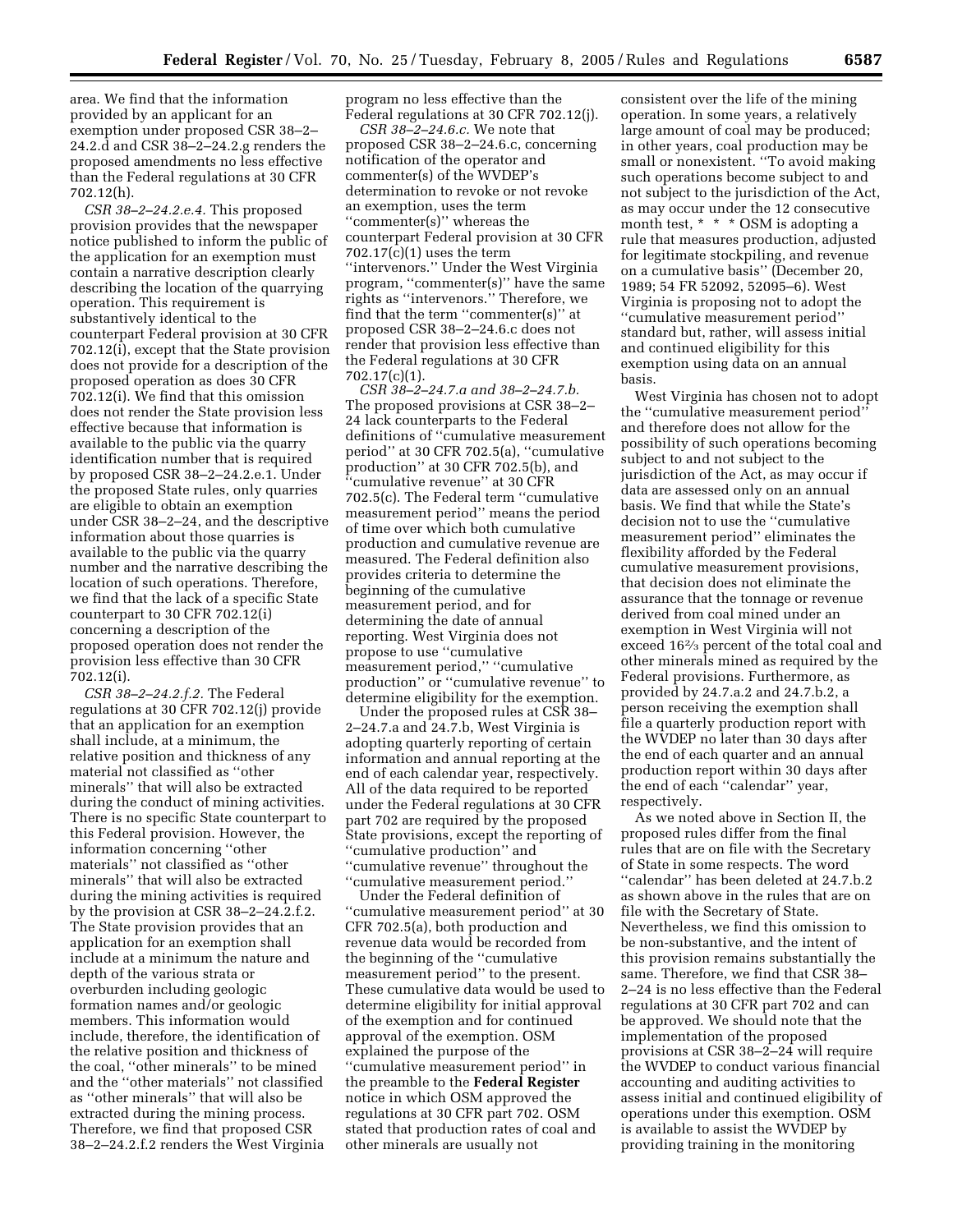area. We find that the information provided by an applicant for an exemption under proposed CSR 38–2–24.2.d and CSR 38–2–24.2.g renders the proposed amendments no less effective than the Federal regulations at 30 CFR 702.12(h).

*CSR 38–2–24.2.e.4.* This proposed provision provides that the newspaper notice published to inform the public of the application for an exemption must contain a narrative description clearly describing the location of the quarrying operation. This requirement is substantively identical to the counterpart Federal provision at 30 CFR 702.12(i), except that the State provision does not provide for a description of the proposed operation as does 30 CFR 702.12(i). We find that this omission does not render the State provision less effective because that information is available to the public via the quarry identification number that is required by proposed CSR 38–2–24.2.e.1. Under the proposed State rules, only quarries are eligible to obtain an exemption under CSR 38–2–24, and the descriptive information about those quarries is available to the public via the quarry number and the narrative describing the location of such operations. Therefore, we find that the lack of a specific State counterpart to 30 CFR 702.12(i) concerning a description of the proposed operation does not render the provision less effective than 30 CFR 702.12(i).

*CSR 38–2–24.2.f.2.* The Federal regulations at 30 CFR 702.12(j) provide that an application for an exemption shall include, at a minimum, the relative position and thickness of any material not classified as "other minerals" that will also be extracted during the conduct of mining activities. There is no specific State counterpart to this Federal provision. However, the information concerning "other materials" not classified as "other minerals" that will also be extracted during the mining activities is required by the provision at CSR 38–2–24.2.f.2. The State provision provides that an application for an exemption shall include at a minimum the nature and depth of the various strata or overburden including geologic formation names and/or geologic members. This information would include, therefore, the identification of the relative position and thickness of the coal, "other minerals" to be mined and the "other materials" not classified as "other minerals" that will also be extracted during the mining process. Therefore, we find that proposed CSR 38–2–24.2.f.2 renders the West Virginia program no less effective than the Federal regulations at 30 CFR 702.12(j).

*CSR 38–2–24.6.c.* We note that proposed CSR 38–2–24.6.c, concerning notification of the operator and commenter(s) of the WVDEP's determination to revoke or not revoke an exemption, uses the term "commenter(s)" whereas the counterpart Federal provision at 30 CFR 702.17(c)(1) uses the term "intervenors." Under the West Virginia program, "commenter(s)" have the same rights as "intervenors." Therefore, we find that the term "commenter(s)" at proposed CSR 38–2–24.6.c does not render that provision less effective than the Federal regulations at 30 CFR 702.17(c)(1).

*CSR 38–2–24.7.a and 38–2–24.7.b.* The proposed provisions at CSR 38–2–24 lack counterparts to the Federal definitions of "cumulative measurement period" at 30 CFR 702.5(a), "cumulative production" at 30 CFR 702.5(b), and "cumulative revenue" at 30 CFR 702.5(c). The Federal term "cumulative measurement period" means the period of time over which both cumulative production and cumulative revenue are measured. The Federal definition also provides criteria to determine the beginning of the cumulative measurement period, and for determining the date of annual reporting. West Virginia does not propose to use "cumulative measurement period," "cumulative production" or "cumulative revenue" to determine eligibility for the exemption.

Under the proposed rules at CSR 38–2–24.7.a and 24.7.b, West Virginia is adopting quarterly reporting of certain information and annual reporting at the end of each calendar year, respectively. All of the data required to be reported under the Federal regulations at 30 CFR part 702 are required by the proposed State provisions, except the reporting of "cumulative production" and "cumulative revenue" throughout the "cumulative measurement period."

Under the Federal definition of "cumulative measurement period" at 30 CFR 702.5(a), both production and revenue data would be recorded from the beginning of the "cumulative measurement period" to the present. These cumulative data would be used to determine eligibility for initial approval of the exemption and for continued approval of the exemption. OSM explained the purpose of the "cumulative measurement period" in the preamble to the **Federal Register** notice in which OSM approved the regulations at 30 CFR part 702. OSM stated that production rates of coal and other minerals are usually not consistent over the life of the mining operation. In some years, a relatively large amount of coal may be produced; in other years, coal production may be small or nonexistent. "To avoid making such operations become subject to and not subject to the jurisdiction of the Act, as may occur under the 12 consecutive month test, * * * OSM is adopting a rule that measures production, adjusted for legitimate stockpiling, and revenue on a cumulative basis" (December 20, 1989; 54 FR 52092, 52095–6). West Virginia is proposing not to adopt the "cumulative measurement period" standard but, rather, will assess initial and continued eligibility for this exemption using data on an annual basis.

West Virginia has chosen not to adopt the "cumulative measurement period" and therefore does not allow for the possibility of such operations becoming subject to and not subject to the jurisdiction of the Act, as may occur if data are assessed only on an annual basis. We find that while the State's decision not to use the "cumulative measurement period" eliminates the flexibility afforded by the Federal cumulative measurement provisions, that decision does not eliminate the assurance that the tonnage or revenue derived from coal mined under an exemption in West Virginia will not exceed 16⅔ percent of the total coal and other minerals mined as required by the Federal provisions. Furthermore, as provided by 24.7.a.2 and 24.7.b.2, a person receiving the exemption shall file a quarterly production report with the WVDEP no later than 30 days after the end of each quarter and an annual production report within 30 days after the end of each "calendar" year, respectively.

As we noted above in Section II, the proposed rules differ from the final rules that are on file with the Secretary of State in some respects. The word "calendar" has been deleted at 24.7.b.2 as shown above in the rules that are on file with the Secretary of State. Nevertheless, we find this omission to be non-substantive, and the intent of this provision remains substantially the same. Therefore, we find that CSR 38–2–24 is no less effective than the Federal regulations at 30 CFR part 702 and can be approved. We should note that the implementation of the proposed provisions at CSR 38–2–24 will require the WVDEP to conduct various financial accounting and auditing activities to assess initial and continued eligibility of operations under this exemption. OSM is available to assist the WVDEP by providing training in the monitoring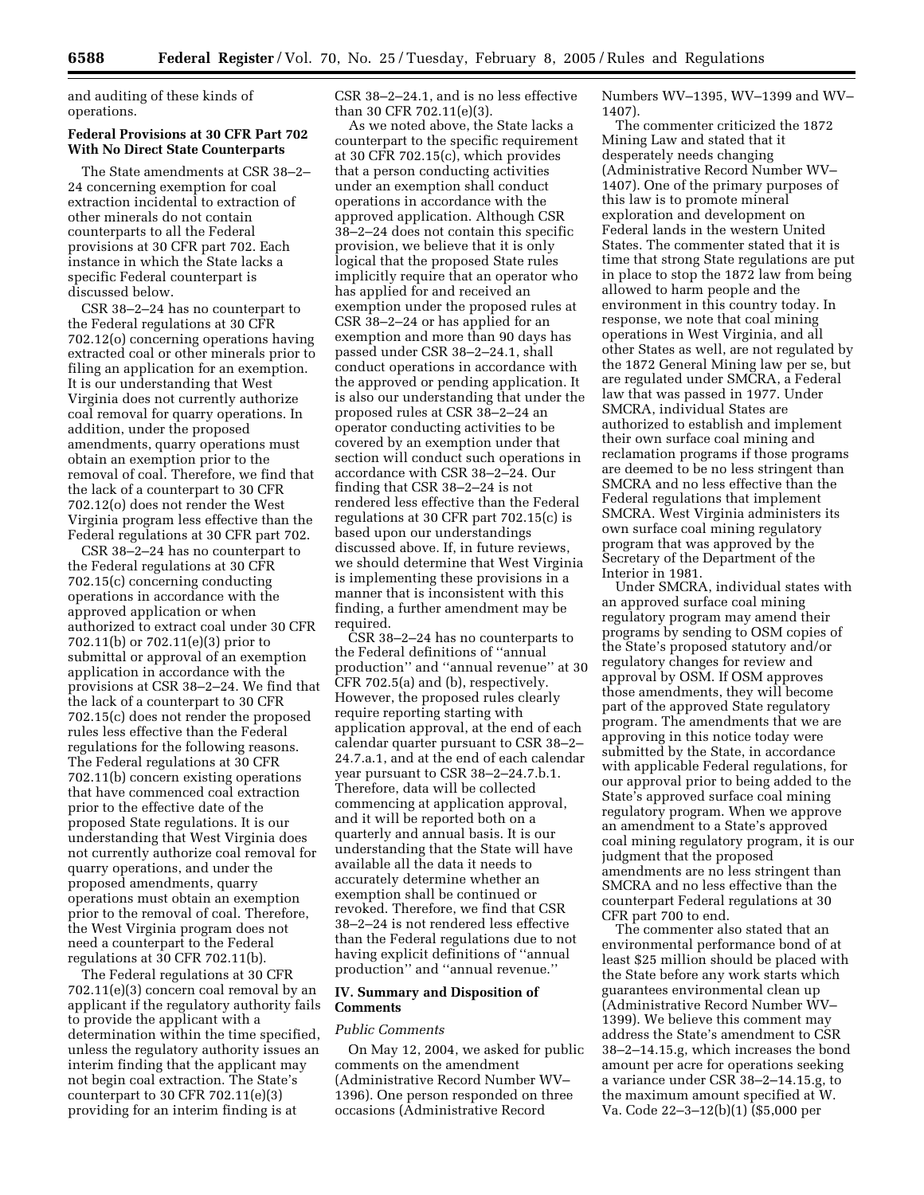and auditing of these kinds of operations.

**Federal Provisions at 30 CFR Part 702 With No Direct State Counterparts**

The State amendments at CSR 38–2–24 concerning exemption for coal extraction incidental to extraction of other minerals do not contain counterparts to all the Federal provisions at 30 CFR part 702. Each instance in which the State lacks a specific Federal counterpart is discussed below.

CSR 38–2–24 has no counterpart to the Federal regulations at 30 CFR 702.12(o) concerning operations having extracted coal or other minerals prior to filing an application for an exemption. It is our understanding that West Virginia does not currently authorize coal removal for quarry operations. In addition, under the proposed amendments, quarry operations must obtain an exemption prior to the removal of coal. Therefore, we find that the lack of a counterpart to 30 CFR 702.12(o) does not render the West Virginia program less effective than the Federal regulations at 30 CFR part 702.

CSR 38–2–24 has no counterpart to the Federal regulations at 30 CFR 702.15(c) concerning conducting operations in accordance with the approved application or when authorized to extract coal under 30 CFR 702.11(b) or 702.11(e)(3) prior to submittal or approval of an exemption application in accordance with the provisions at CSR 38–2–24. We find that the lack of a counterpart to 30 CFR 702.15(c) does not render the proposed rules less effective than the Federal regulations for the following reasons. The Federal regulations at 30 CFR 702.11(b) concern existing operations that have commenced coal extraction prior to the effective date of the proposed State regulations. It is our understanding that West Virginia does not currently authorize coal removal for quarry operations, and under the proposed amendments, quarry operations must obtain an exemption prior to the removal of coal. Therefore, the West Virginia program does not need a counterpart to the Federal regulations at 30 CFR 702.11(b).

The Federal regulations at 30 CFR 702.11(e)(3) concern coal removal by an applicant if the regulatory authority fails to provide the applicant with a determination within the time specified, unless the regulatory authority issues an interim finding that the applicant may not begin coal extraction. The State's counterpart to 30 CFR 702.11(e)(3) providing for an interim finding is at CSR 38–2–24.1, and is no less effective than 30 CFR 702.11(e)(3).

As we noted above, the State lacks a counterpart to the specific requirement at 30 CFR 702.15(c), which provides that a person conducting activities under an exemption shall conduct operations in accordance with the approved application. Although CSR 38–2–24 does not contain this specific provision, we believe that it is only logical that the proposed State rules implicitly require that an operator who has applied for and received an exemption under the proposed rules at CSR 38–2–24 or has applied for an exemption and more than 90 days has passed under CSR 38–2–24.1, shall conduct operations in accordance with the approved or pending application. It is also our understanding that under the proposed rules at CSR 38–2–24 an operator conducting activities to be covered by an exemption under that section will conduct such operations in accordance with CSR 38–2–24. Our finding that CSR 38–2–24 is not rendered less effective than the Federal regulations at 30 CFR part 702.15(c) is based upon our understandings discussed above. If, in future reviews, we should determine that West Virginia is implementing these provisions in a manner that is inconsistent with this finding, a further amendment may be required.

CSR 38–2–24 has no counterparts to the Federal definitions of ''annual production'' and ''annual revenue'' at 30 CFR 702.5(a) and (b), respectively. However, the proposed rules clearly require reporting starting with application approval, at the end of each calendar quarter pursuant to CSR 38–2–24.7.a.1, and at the end of each calendar year pursuant to CSR 38–2–24.7.b.1. Therefore, data will be collected commencing at application approval, and it will be reported both on a quarterly and annual basis. It is our understanding that the State will have available all the data it needs to accurately determine whether an exemption shall be continued or revoked. Therefore, we find that CSR 38–2–24 is not rendered less effective than the Federal regulations due to not having explicit definitions of ''annual production'' and ''annual revenue.''

## IV. Summary and Disposition of Comments

*Public Comments*

On May 12, 2004, we asked for public comments on the amendment (Administrative Record Number WV–1396). One person responded on three occasions (Administrative Record Numbers WV–1395, WV–1399 and WV–1407).

The commenter criticized the 1872 Mining Law and stated that it desperately needs changing (Administrative Record Number WV–1407). One of the primary purposes of this law is to promote mineral exploration and development on Federal lands in the western United States. The commenter stated that it is time that strong State regulations are put in place to stop the 1872 law from being allowed to harm people and the environment in this country today. In response, we note that coal mining operations in West Virginia, and all other States as well, are not regulated by the 1872 General Mining law per se, but are regulated under SMCRA, a Federal law that was passed in 1977. Under SMCRA, individual States are authorized to establish and implement their own surface coal mining and reclamation programs if those programs are deemed to be no less stringent than SMCRA and no less effective than the Federal regulations that implement SMCRA. West Virginia administers its own surface coal mining regulatory program that was approved by the Secretary of the Department of the Interior in 1981.

Under SMCRA, individual states with an approved surface coal mining regulatory program may amend their programs by sending to OSM copies of the State's proposed statutory and/or regulatory changes for review and approval by OSM. If OSM approves those amendments, they will become part of the approved State regulatory program. The amendments that we are approving in this notice today were submitted by the State, in accordance with applicable Federal regulations, for our approval prior to being added to the State's approved surface coal mining regulatory program. When we approve an amendment to a State's approved coal mining regulatory program, it is our judgment that the proposed amendments are no less stringent than SMCRA and no less effective than the counterpart Federal regulations at 30 CFR part 700 to end.

The commenter also stated that an environmental performance bond of at least \$25 million should be placed with the State before any work starts which guarantees environmental clean up (Administrative Record Number WV–1399). We believe this comment may address the State's amendment to CSR 38–2–14.15.g, which increases the bond amount per acre for operations seeking a variance under CSR 38–2–14.15.g, to the maximum amount specified at W. Va. Code 22–3–12(b)(1) (\$5,000 per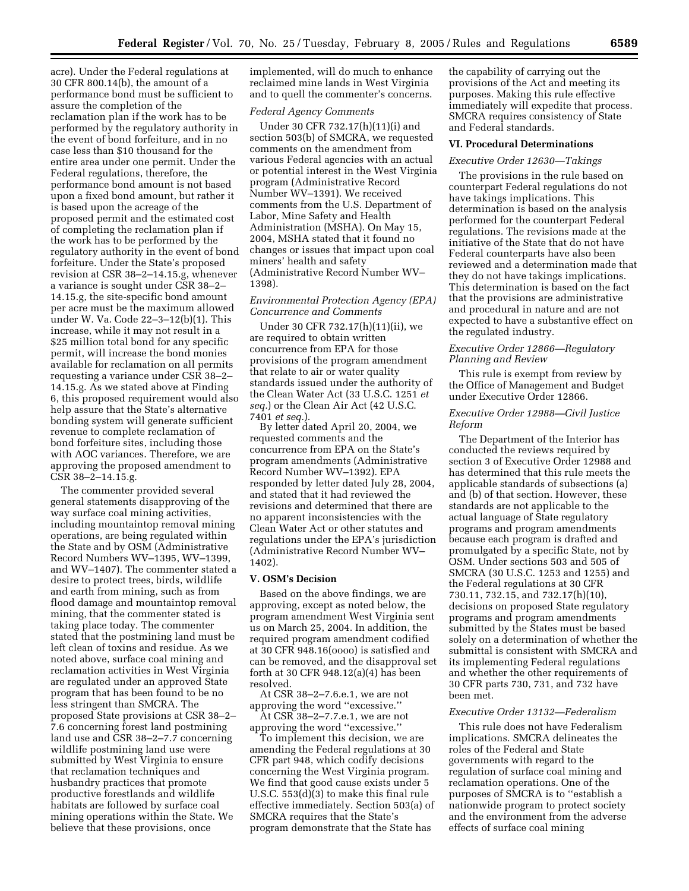acre). Under the Federal regulations at 30 CFR 800.14(b), the amount of a performance bond must be sufficient to assure the completion of the reclamation plan if the work has to be performed by the regulatory authority in the event of bond forfeiture, and in no case less than $10 thousand for the entire area under one permit. Under the Federal regulations, therefore, the performance bond amount is not based upon a fixed bond amount, but rather it is based upon the acreage of the proposed permit and the estimated cost of completing the reclamation plan if the work has to be performed by the regulatory authority in the event of bond forfeiture. Under the State's proposed revision at CSR 38–2–14.15.g, whenever a variance is sought under CSR 38–2–14.15.g, the site-specific bond amount per acre must be the maximum allowed under W. Va. Code 22–3–12(b)(1). This increase, while it may not result in a $25 million total bond for any specific permit, will increase the bond monies available for reclamation on all permits requesting a variance under CSR 38–2–14.15.g. As we stated above at Finding 6, this proposed requirement would also help assure that the State's alternative bonding system will generate sufficient revenue to complete reclamation of bond forfeiture sites, including those with AOC variances. Therefore, we are approving the proposed amendment to CSR 38–2–14.15.g.

The commenter provided several general statements disapproving of the way surface coal mining activities, including mountaintop removal mining operations, are being regulated within the State and by OSM (Administrative Record Numbers WV–1395, WV–1399, and WV–1407). The commenter stated a desire to protect trees, birds, wildlife and earth from mining, such as from flood damage and mountaintop removal mining, that the commenter stated is taking place today. The commenter stated that the postmining land must be left clean of toxins and residue. As we noted above, surface coal mining and reclamation activities in West Virginia are regulated under an approved State program that has been found to be no less stringent than SMCRA. The proposed State provisions at CSR 38–2–7.6 concerning forest land postmining land use and CSR 38–2–7.7 concerning wildlife postmining land use were submitted by West Virginia to ensure that reclamation techniques and husbandry practices that promote productive forestlands and wildlife habitats are followed by surface coal mining operations within the State. We believe that these provisions, once implemented, will do much to enhance reclaimed mine lands in West Virginia and to quell the commenter's concerns.

*Federal Agency Comments*

Under 30 CFR 732.17(h)(11)(i) and section 503(b) of SMCRA, we requested comments on the amendment from various Federal agencies with an actual or potential interest in the West Virginia program (Administrative Record Number WV–1391). We received comments from the U.S. Department of Labor, Mine Safety and Health Administration (MSHA). On May 15, 2004, MSHA stated that it found no changes or issues that impact upon coal miners' health and safety (Administrative Record Number WV–1398).

*Environmental Protection Agency (EPA) Concurrence and Comments*

Under 30 CFR 732.17(h)(11)(ii), we are required to obtain written concurrence from EPA for those provisions of the program amendment that relate to air or water quality standards issued under the authority of the Clean Water Act (33 U.S.C. 1251 *et seq.*) or the Clean Air Act (42 U.S.C. 7401 *et seq.*).

By letter dated April 20, 2004, we requested comments and the concurrence from EPA on the State's program amendments (Administrative Record Number WV–1392). EPA responded by letter dated July 28, 2004, and stated that it had reviewed the revisions and determined that there are no apparent inconsistencies with the Clean Water Act or other statutes and regulations under the EPA's jurisdiction (Administrative Record Number WV–1402).

### V. OSM's Decision

Based on the above findings, we are approving, except as noted below, the program amendment West Virginia sent us on March 25, 2004. In addition, the required program amendment codified at 30 CFR 948.16(oooo) is satisfied and can be removed, and the disapproval set forth at 30 CFR 948.12(a)(4) has been resolved.

At CSR 38–2–7.6.e.1, we are not approving the word ''excessive.''

At CSR 38–2–7.7.e.1, we are not approving the word ''excessive.''

To implement this decision, we are amending the Federal regulations at 30 CFR part 948, which codify decisions concerning the West Virginia program. We find that good cause exists under 5 U.S.C. 553(d)(3) to make this final rule effective immediately. Section 503(a) of SMCRA requires that the State's program demonstrate that the State has the capability of carrying out the provisions of the Act and meeting its purposes. Making this rule effective immediately will expedite that process. SMCRA requires consistency of State and Federal standards.

### VI. Procedural Determinations

*Executive Order 12630—Takings*

The provisions in the rule based on counterpart Federal regulations do not have takings implications. This determination is based on the analysis performed for the counterpart Federal regulations. The revisions made at the initiative of the State that do not have Federal counterparts have also been reviewed and a determination made that they do not have takings implications. This determination is based on the fact that the provisions are administrative and procedural in nature and are not expected to have a substantive effect on the regulated industry.

*Executive Order 12866—Regulatory Planning and Review*

This rule is exempt from review by the Office of Management and Budget under Executive Order 12866.

*Executive Order 12988—Civil Justice Reform*

The Department of the Interior has conducted the reviews required by section 3 of Executive Order 12988 and has determined that this rule meets the applicable standards of subsections (a) and (b) of that section. However, these standards are not applicable to the actual language of State regulatory programs and program amendments because each program is drafted and promulgated by a specific State, not by OSM. Under sections 503 and 505 of SMCRA (30 U.S.C. 1253 and 1255) and the Federal regulations at 30 CFR 730.11, 732.15, and 732.17(h)(10), decisions on proposed State regulatory programs and program amendments submitted by the States must be based solely on a determination of whether the submittal is consistent with SMCRA and its implementing Federal regulations and whether the other requirements of 30 CFR parts 730, 731, and 732 have been met.

*Executive Order 13132—Federalism*

This rule does not have Federalism implications. SMCRA delineates the roles of the Federal and State governments with regard to the regulation of surface coal mining and reclamation operations. One of the purposes of SMCRA is to ''establish a nationwide program to protect society and the environment from the adverse effects of surface coal mining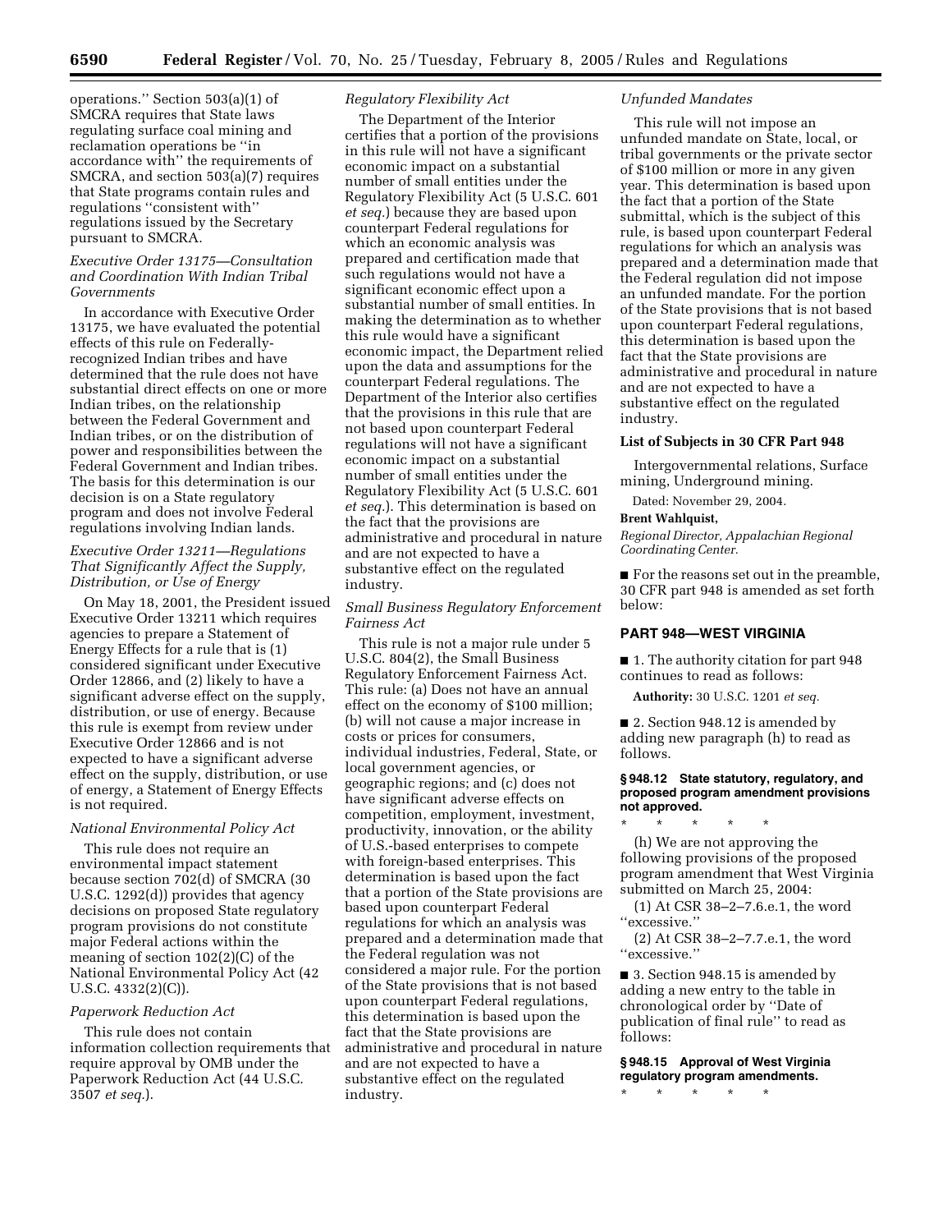operations.'' Section 503(a)(1) of SMCRA requires that State laws regulating surface coal mining and reclamation operations be ''in accordance with'' the requirements of SMCRA, and section 503(a)(7) requires that State programs contain rules and regulations ''consistent with'' regulations issued by the Secretary pursuant to SMCRA.

*Executive Order 13175—Consultation and Coordination With Indian Tribal Governments*

In accordance with Executive Order 13175, we have evaluated the potential effects of this rule on Federally-recognized Indian tribes and have determined that the rule does not have substantial direct effects on one or more Indian tribes, on the relationship between the Federal Government and Indian tribes, or on the distribution of power and responsibilities between the Federal Government and Indian tribes. The basis for this determination is our decision is on a State regulatory program and does not involve Federal regulations involving Indian lands.

*Executive Order 13211—Regulations That Significantly Affect the Supply, Distribution, or Use of Energy*

On May 18, 2001, the President issued Executive Order 13211 which requires agencies to prepare a Statement of Energy Effects for a rule that is (1) considered significant under Executive Order 12866, and (2) likely to have a significant adverse effect on the supply, distribution, or use of energy. Because this rule is exempt from review under Executive Order 12866 and is not expected to have a significant adverse effect on the supply, distribution, or use of energy, a Statement of Energy Effects is not required.

*National Environmental Policy Act*

This rule does not require an environmental impact statement because section 702(d) of SMCRA (30 U.S.C. 1292(d)) provides that agency decisions on proposed State regulatory program provisions do not constitute major Federal actions within the meaning of section 102(2)(C) of the National Environmental Policy Act (42 U.S.C. 4332(2)(C)).

*Paperwork Reduction Act*

This rule does not contain information collection requirements that require approval by OMB under the Paperwork Reduction Act (44 U.S.C. 3507 *et seq.*).

*Regulatory Flexibility Act*

The Department of the Interior certifies that a portion of the provisions in this rule will not have a significant economic impact on a substantial number of small entities under the Regulatory Flexibility Act (5 U.S.C. 601 *et seq.*) because they are based upon counterpart Federal regulations for which an economic analysis was prepared and certification made that such regulations would not have a significant economic effect upon a substantial number of small entities. In making the determination as to whether this rule would have a significant economic impact, the Department relied upon the data and assumptions for the counterpart Federal regulations. The Department of the Interior also certifies that the provisions in this rule that are not based upon counterpart Federal regulations will not have a significant economic impact on a substantial number of small entities under the Regulatory Flexibility Act (5 U.S.C. 601 *et seq.*). This determination is based on the fact that the provisions are administrative and procedural in nature and are not expected to have a substantive effect on the regulated industry.

*Small Business Regulatory Enforcement Fairness Act*

This rule is not a major rule under 5 U.S.C. 804(2), the Small Business Regulatory Enforcement Fairness Act. This rule: (a) Does not have an annual effect on the economy of $100 million; (b) will not cause a major increase in costs or prices for consumers, individual industries, Federal, State, or local government agencies, or geographic regions; and (c) does not have significant adverse effects on competition, employment, investment, productivity, innovation, or the ability of U.S.-based enterprises to compete with foreign-based enterprises. This determination is based upon the fact that a portion of the State provisions are based upon counterpart Federal regulations for which an analysis was prepared and a determination made that the Federal regulation was not considered a major rule. For the portion of the State provisions that is not based upon counterpart Federal regulations, this determination is based upon the fact that the State provisions are administrative and procedural in nature and are not expected to have a substantive effect on the regulated industry.

*Unfunded Mandates*

This rule will not impose an unfunded mandate on State, local, or tribal governments or the private sector of $100 million or more in any given year. This determination is based upon the fact that a portion of the State submittal, which is the subject of this rule, is based upon counterpart Federal regulations for which an analysis was prepared and a determination made that the Federal regulation did not impose an unfunded mandate. For the portion of the State provisions that is not based upon counterpart Federal regulations, this determination is based upon the fact that the State provisions are administrative and procedural in nature and are not expected to have a substantive effect on the regulated industry.

**List of Subjects in 30 CFR Part 948**

Intergovernmental relations, Surface mining, Underground mining.

Dated: November 29, 2004.

**Brent Wahlquist,**

*Regional Director, Appalachian Regional Coordinating Center.*

■ For the reasons set out in the preamble, 30 CFR part 948 is amended as set forth below:

## PART 948—WEST VIRGINIA

■ 1. The authority citation for part 948 continues to read as follows:

**Authority:** 30 U.S.C. 1201 *et seq.*

■ 2. Section 948.12 is amended by adding new paragraph (h) to read as follows:

### § 948.12 State statutory, regulatory, and proposed program amendment provisions not approved.

\* \* \* \* \*

(h) We are not approving the following provisions of the proposed program amendment that West Virginia submitted on March 25, 2004:

(1) At CSR 38–2–7.6.e.1, the word ''excessive.''

(2) At CSR 38–2–7.7.e.1, the word ''excessive.''

■ 3. Section 948.15 is amended by adding a new entry to the table in chronological order by ''Date of publication of final rule'' to read as follows:

### § 948.15 Approval of West Virginia regulatory program amendments.

\* \* \* \* \*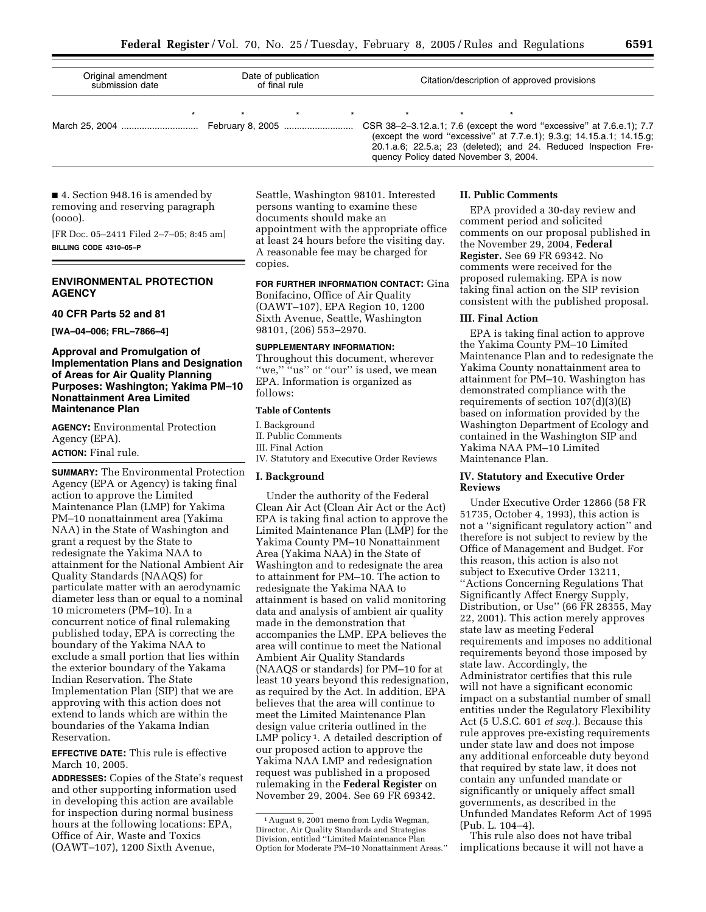| Original amendment submission date | Date of publication of final rule | Citation/description of approved provisions |
|---|---|---|
| * * * | * * * | * |
| March 25, 2004 | February 8, 2005 | CSR 38–2–3.12.a.1; 7.6 (except the word ''excessive'' at 7.6.e.1); 7.7 (except the word ''excessive'' at 7.7.e.1); 9.3.g; 14.15.a.1; 14.15.g; 20.1.a.6; 22.5.a; 23 (deleted); and 24. Reduced Inspection Frequency Policy dated November 3, 2004. |

■ 4. Section 948.16 is amended by removing and reserving paragraph (oooo).

[FR Doc. 05–2411 Filed 2–7–05; 8:45 am]

**BILLING CODE 4310–05–P**

## ENVIRONMENTAL PROTECTION AGENCY

### 40 CFR Parts 52 and 81

**[WA–04–006; FRL–7866–4]**

### Approval and Promulgation of Implementation Plans and Designation of Areas for Air Quality Planning Purposes: Washington; Yakima PM–10 Nonattainment Area Limited Maintenance Plan

**AGENCY:** Environmental Protection Agency (EPA).

**ACTION:** Final rule.

**SUMMARY:** The Environmental Protection Agency (EPA or Agency) is taking final action to approve the Limited Maintenance Plan (LMP) for Yakima PM–10 nonattainment area (Yakima NAA) in the State of Washington and grant a request by the State to redesignate the Yakima NAA to attainment for the National Ambient Air Quality Standards (NAAQS) for particulate matter with an aerodynamic diameter less than or equal to a nominal 10 micrometers (PM–10). In a concurrent notice of final rulemaking published today, EPA is correcting the boundary of the Yakima NAA to exclude a small portion that lies within the exterior boundary of the Yakama Indian Reservation. The State Implementation Plan (SIP) that we are approving with this action does not extend to lands which are within the boundaries of the Yakama Indian Reservation.

**EFFECTIVE DATE:** This rule is effective March 10, 2005.

**ADDRESSES:** Copies of the State's request and other supporting information used in developing this action are available for inspection during normal business hours at the following locations: EPA, Office of Air, Waste and Toxics (OAWT–107), 1200 Sixth Avenue, Seattle, Washington 98101. Interested persons wanting to examine these documents should make an appointment with the appropriate office at least 24 hours before the visiting day. A reasonable fee may be charged for copies.

**FOR FURTHER INFORMATION CONTACT:** Gina Bonifacino, Office of Air Quality (OAWT–107), EPA Region 10, 1200 Sixth Avenue, Seattle, Washington 98101, (206) 553–2970.

**SUPPLEMENTARY INFORMATION:**

Throughout this document, wherever ''we,'' ''us'' or ''our'' is used, we mean EPA. Information is organized as follows:

**Table of Contents**

I. Background
II. Public Comments
III. Final Action
IV. Statutory and Executive Order Reviews

### I. Background

Under the authority of the Federal Clean Air Act (Clean Air Act or the Act) EPA is taking final action to approve the Limited Maintenance Plan (LMP) for the Yakima County PM–10 Nonattainment Area (Yakima NAA) in the State of Washington and to redesignate the area to attainment for PM–10. The action to redesignate the Yakima NAA to attainment is based on valid monitoring data and analysis of ambient air quality made in the demonstration that accompanies the LMP. EPA believes the area will continue to meet the National Ambient Air Quality Standards (NAAQS or standards) for PM–10 for at least 10 years beyond this redesignation, as required by the Act. In addition, EPA believes that the area will continue to meet the Limited Maintenance Plan design value criteria outlined in the LMP policy [1]. A detailed description of our proposed action to approve the Yakima NAA LMP and redesignation request was published in a proposed rulemaking in the **Federal Register** on November 29, 2004. See 69 FR 69342.

[1] August 9, 2001 memo from Lydia Wegman, Director, Air Quality Standards and Strategies Division, entitled ''Limited Maintenance Plan Option for Moderate PM–10 Nonattainment Areas.''

### II. Public Comments

EPA provided a 30-day review and comment period and solicited comments on our proposal published in the November 29, 2004, **Federal Register.** See 69 FR 69342. No comments were received for the proposed rulemaking. EPA is now taking final action on the SIP revision consistent with the published proposal.

### III. Final Action

EPA is taking final action to approve the Yakima County PM–10 Limited Maintenance Plan and to redesignate the Yakima County nonattainment area to attainment for PM–10. Washington has demonstrated compliance with the requirements of section 107(d)(3)(E) based on information provided by the Washington Department of Ecology and contained in the Washington SIP and Yakima NAA PM–10 Limited Maintenance Plan.

### IV. Statutory and Executive Order Reviews

Under Executive Order 12866 (58 FR 51735, October 4, 1993), this action is not a ''significant regulatory action'' and therefore is not subject to review by the Office of Management and Budget. For this reason, this action is also not subject to Executive Order 13211, ''Actions Concerning Regulations That Significantly Affect Energy Supply, Distribution, or Use'' (66 FR 28355, May 22, 2001). This action merely approves state law as meeting Federal requirements and imposes no additional requirements beyond those imposed by state law. Accordingly, the Administrator certifies that this rule will not have a significant economic impact on a substantial number of small entities under the Regulatory Flexibility Act (5 U.S.C. 601 *et seq.*). Because this rule approves pre-existing requirements under state law and does not impose any additional enforceable duty beyond that required by state law, it does not contain any unfunded mandate or significantly or uniquely affect small governments, as described in the Unfunded Mandates Reform Act of 1995 (Pub. L. 104–4).

This rule also does not have tribal implications because it will not have a